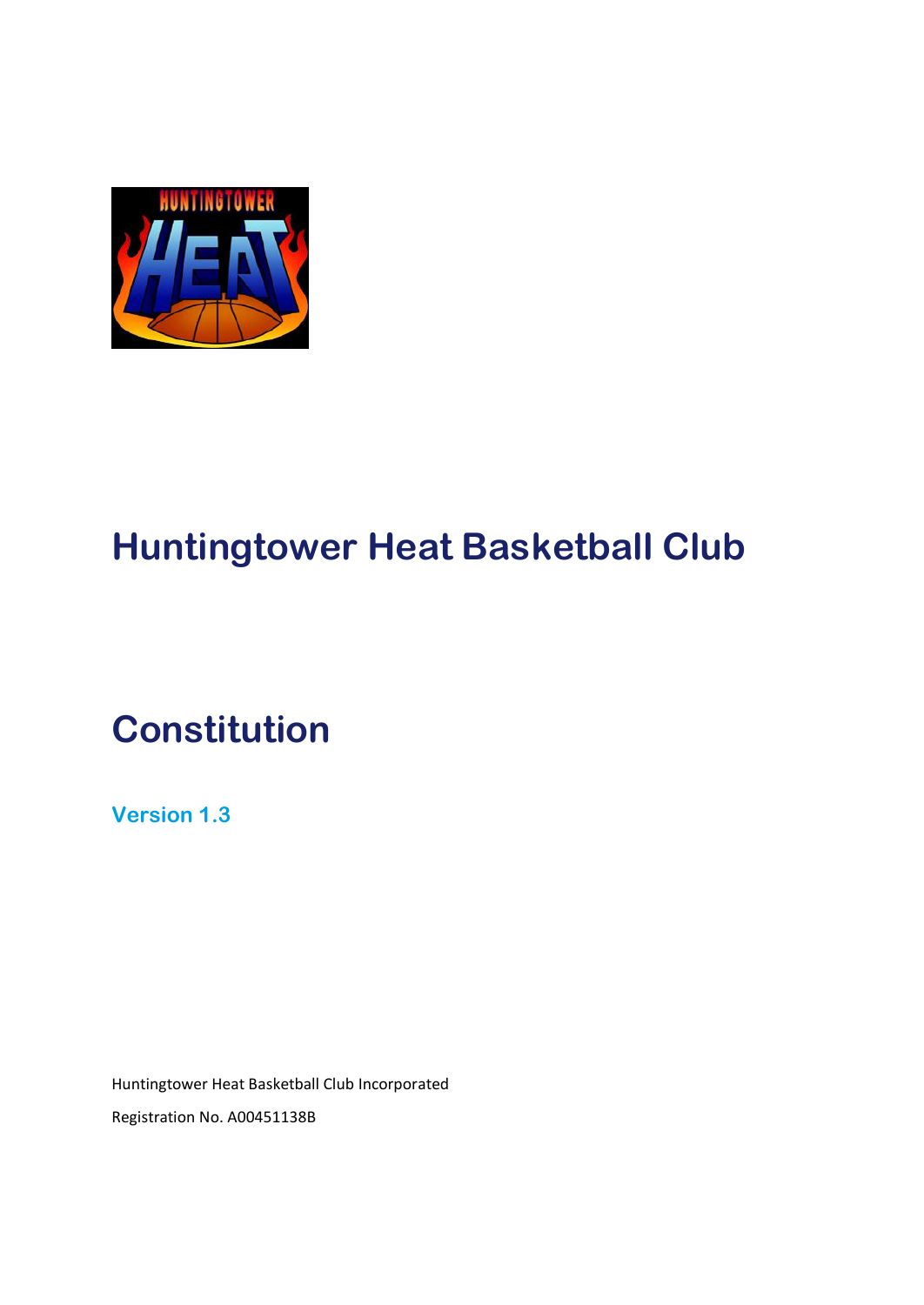# Huntingtower Heat Basketball Club

# Constitution

### Version 1.3

Huntingtower Heat Basketball Club Incorporated

Registration No. A00451138B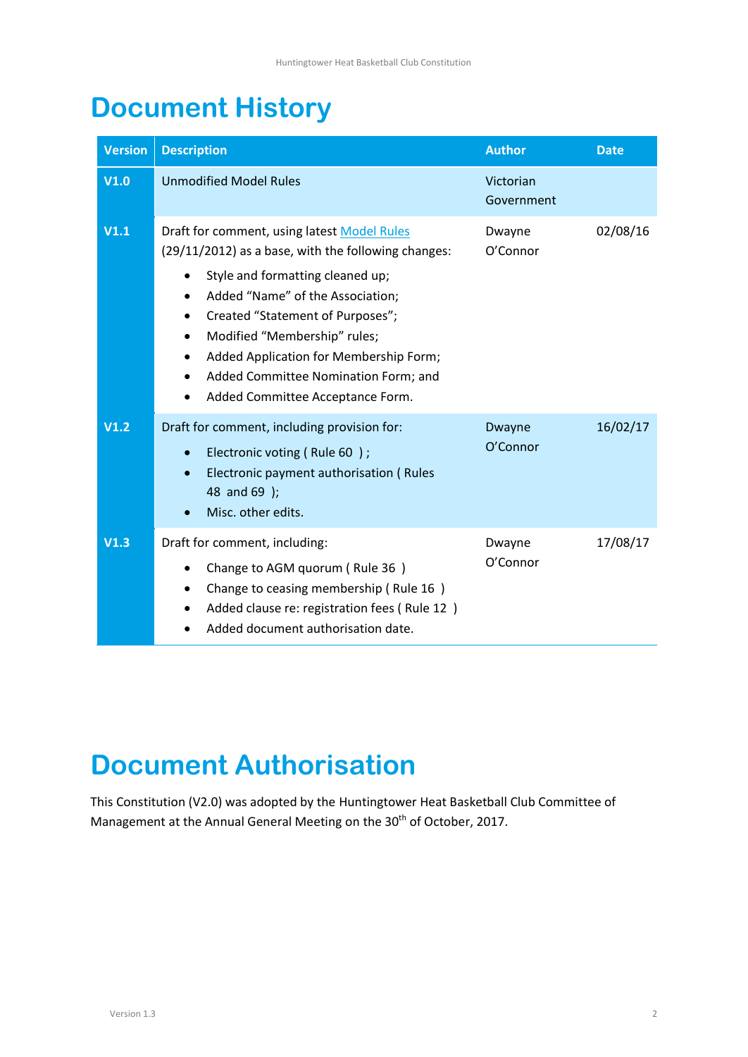# Document History

| Version | Description | Author | Date |
|---|---|---|---|
| V1.0 | Unmodified Model Rules | Victorian Government | |
| V1.1 | Draft for comment, using latest Model Rules (29/11/2012) as a base, with the following changes:<br>• Style and formatting cleaned up;<br>• Added "Name" of the Association;<br>• Created "Statement of Purposes";<br>• Modified "Membership" rules;<br>• Added Application for Membership Form;<br>• Added Committee Nomination Form; and<br>• Added Committee Acceptance Form. | Dwayne O'Connor | 02/08/16 |
| V1.2 | Draft for comment, including provision for:<br>• Electronic voting ( Rule 60 ) ;<br>• Electronic payment authorisation ( Rules 48 and 69 );<br>• Misc. other edits. | Dwayne O'Connor | 16/02/17 |
| V1.3 | Draft for comment, including:<br>• Change to AGM quorum ( Rule 36 )<br>• Change to ceasing membership ( Rule 16 )<br>• Added clause re: registration fees ( Rule 12 )<br>• Added document authorisation date. | Dwayne O'Connor | 17/08/17 |

# Document Authorisation

This Constitution (V2.0) was adopted by the Huntingtower Heat Basketball Club Committee of Management at the Annual General Meeting on the 30th of October, 2017.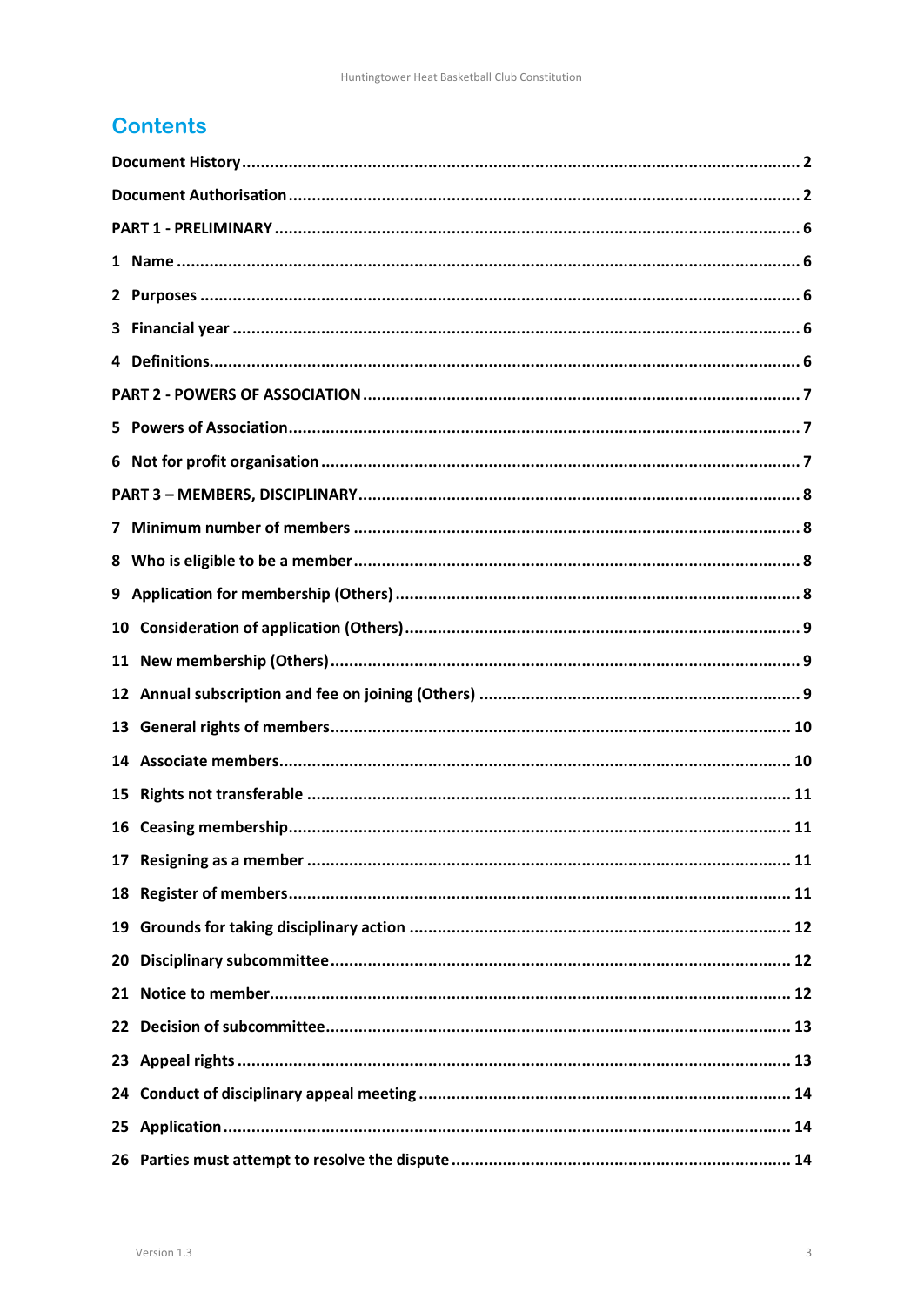# Contents

**Document History** .......... **2**

**Document Authorisation** .......... **2**

**PART 1 - PRELIMINARY** .......... **6**

**1 Name** .......... **6**

**2 Purposes** .......... **6**

**3 Financial year** .......... **6**

**4 Definitions** .......... **6**

**PART 2 - POWERS OF ASSOCIATION** .......... **7**

**5 Powers of Association** .......... **7**

**6 Not for profit organisation** .......... **7**

**PART 3 – MEMBERS, DISCIPLINARY** .......... **8**

**7 Minimum number of members** .......... **8**

**8 Who is eligible to be a member** .......... **8**

**9 Application for membership (Others)** .......... **8**

**10 Consideration of application (Others)** .......... **9**

**11 New membership (Others)** .......... **9**

**12 Annual subscription and fee on joining (Others)** .......... **9**

**13 General rights of members** .......... **10**

**14 Associate members** .......... **10**

**15 Rights not transferable** .......... **11**

**16 Ceasing membership** .......... **11**

**17 Resigning as a member** .......... **11**

**18 Register of members** .......... **11**

**19 Grounds for taking disciplinary action** .......... **12**

**20 Disciplinary subcommittee** .......... **12**

**21 Notice to member** .......... **12**

**22 Decision of subcommittee** .......... **13**

**23 Appeal rights** .......... **13**

**24 Conduct of disciplinary appeal meeting** .......... **14**

**25 Application** .......... **14**

**26 Parties must attempt to resolve the dispute** .......... **14**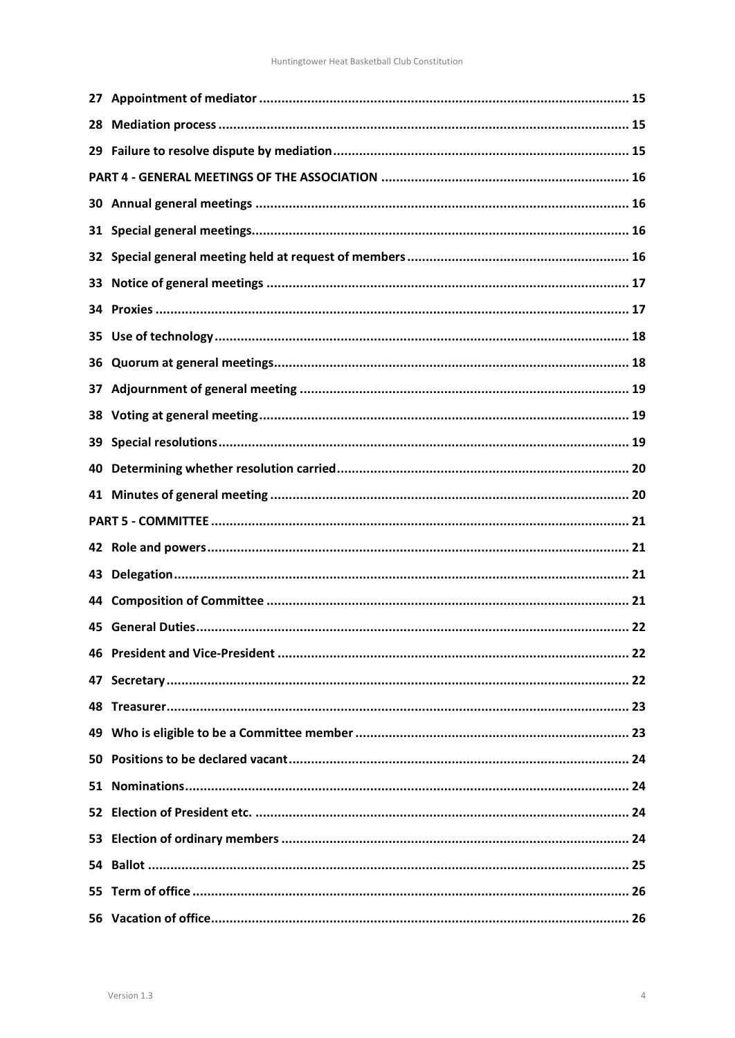**27 Appointment of mediator** ........................................ 15

**28 Mediation process** ........................................ 15

**29 Failure to resolve dispute by mediation** ........................................ 15

**PART 4 - GENERAL MEETINGS OF THE ASSOCIATION** ........................................ 16

**30 Annual general meetings** ........................................ 16

**31 Special general meetings** ........................................ 16

**32 Special general meeting held at request of members** ........................................ 16

**33 Notice of general meetings** ........................................ 17

**34 Proxies** ........................................ 17

**35 Use of technology** ........................................ 18

**36 Quorum at general meetings** ........................................ 18

**37 Adjournment of general meeting** ........................................ 19

**38 Voting at general meeting** ........................................ 19

**39 Special resolutions** ........................................ 19

**40 Determining whether resolution carried** ........................................ 20

**41 Minutes of general meeting** ........................................ 20

**PART 5 - COMMITTEE** ........................................ 21

**42 Role and powers** ........................................ 21

**43 Delegation** ........................................ 21

**44 Composition of Committee** ........................................ 21

**45 General Duties** ........................................ 22

**46 President and Vice-President** ........................................ 22

**47 Secretary** ........................................ 22

**48 Treasurer** ........................................ 23

**49 Who is eligible to be a Committee member** ........................................ 23

**50 Positions to be declared vacant** ........................................ 24

**51 Nominations** ........................................ 24

**52 Election of President etc.** ........................................ 24

**53 Election of ordinary members** ........................................ 24

**54 Ballot** ........................................ 25

**55 Term of office** ........................................ 26

**56 Vacation of office** ........................................ 26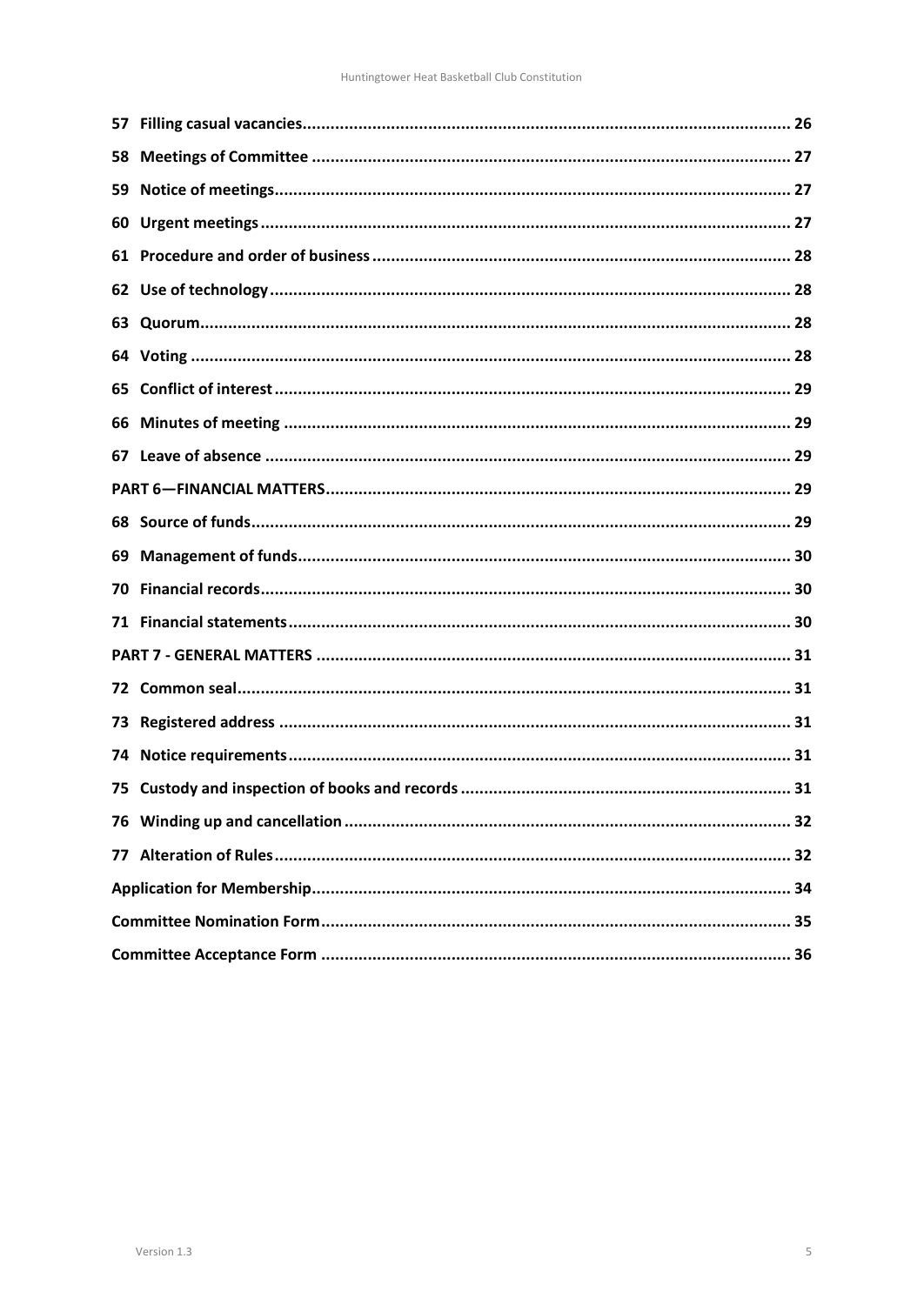57 Filling casual vacancies....................................................................................................... 26

58 Meetings of Committee ..................................................................................................... 27

59 Notice of meetings............................................................................................................. 27

60 Urgent meetings................................................................................................................. 27

61 Procedure and order of business........................................................................................ 28

62 Use of technology............................................................................................................... 28

63 Quorum.............................................................................................................................. 28

64 Voting ................................................................................................................................ 28

65 Conflict of interest.............................................................................................................. 29

66 Minutes of meeting ............................................................................................................ 29

67 Leave of absence ................................................................................................................ 29

PART 6—FINANCIAL MATTERS.................................................................................................. 29

68 Source of funds................................................................................................................... 29

69 Management of funds......................................................................................................... 30

70 Financial records................................................................................................................. 30

71 Financial statements........................................................................................................... 30

PART 7 - GENERAL MATTERS ..................................................................................................... 31

72 Common seal...................................................................................................................... 31

73 Registered address ............................................................................................................. 31

74 Notice requirements........................................................................................................... 31

75 Custody and inspection of books and records ...................................................................... 31

76 Winding up and cancellation............................................................................................... 32

77 Alteration of Rules.............................................................................................................. 32

Application for Membership...................................................................................................... 34

Committee Nomination Form.................................................................................................... 35

Committee Acceptance Form .................................................................................................... 36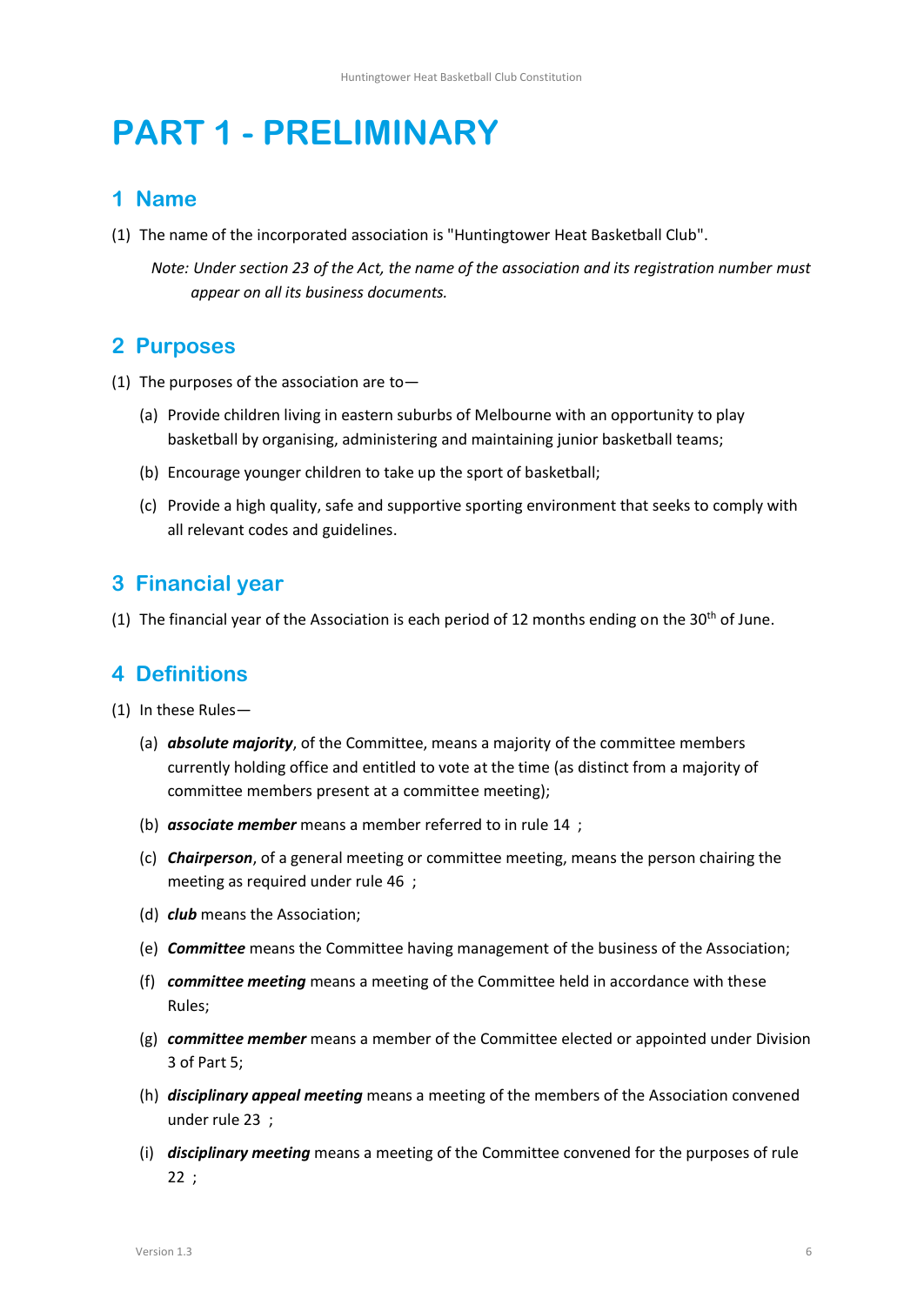# PART 1 - PRELIMINARY

## 1 Name

(1) The name of the incorporated association is "Huntingtower Heat Basketball Club".

> *Note: Under section 23 of the Act, the name of the association and its registration number must appear on all its business documents.*

## 2 Purposes

(1) The purposes of the association are to—

- (a) Provide children living in eastern suburbs of Melbourne with an opportunity to play basketball by organising, administering and maintaining junior basketball teams;
- (b) Encourage younger children to take up the sport of basketball;
- (c) Provide a high quality, safe and supportive sporting environment that seeks to comply with all relevant codes and guidelines.

## 3 Financial year

(1) The financial year of the Association is each period of 12 months ending on the 30th of June.

## 4 Definitions

(1) In these Rules—

- (a) ***absolute majority***, of the Committee, means a majority of the committee members currently holding office and entitled to vote at the time (as distinct from a majority of committee members present at a committee meeting);
- (b) ***associate member*** means a member referred to in rule 14 ;
- (c) ***Chairperson***, of a general meeting or committee meeting, means the person chairing the meeting as required under rule 46 ;
- (d) ***club*** means the Association;
- (e) ***Committee*** means the Committee having management of the business of the Association;
- (f) ***committee meeting*** means a meeting of the Committee held in accordance with these Rules;
- (g) ***committee member*** means a member of the Committee elected or appointed under Division 3 of Part 5;
- (h) ***disciplinary appeal meeting*** means a meeting of the members of the Association convened under rule 23 ;
- (i) ***disciplinary meeting*** means a meeting of the Committee convened for the purposes of rule 22 ;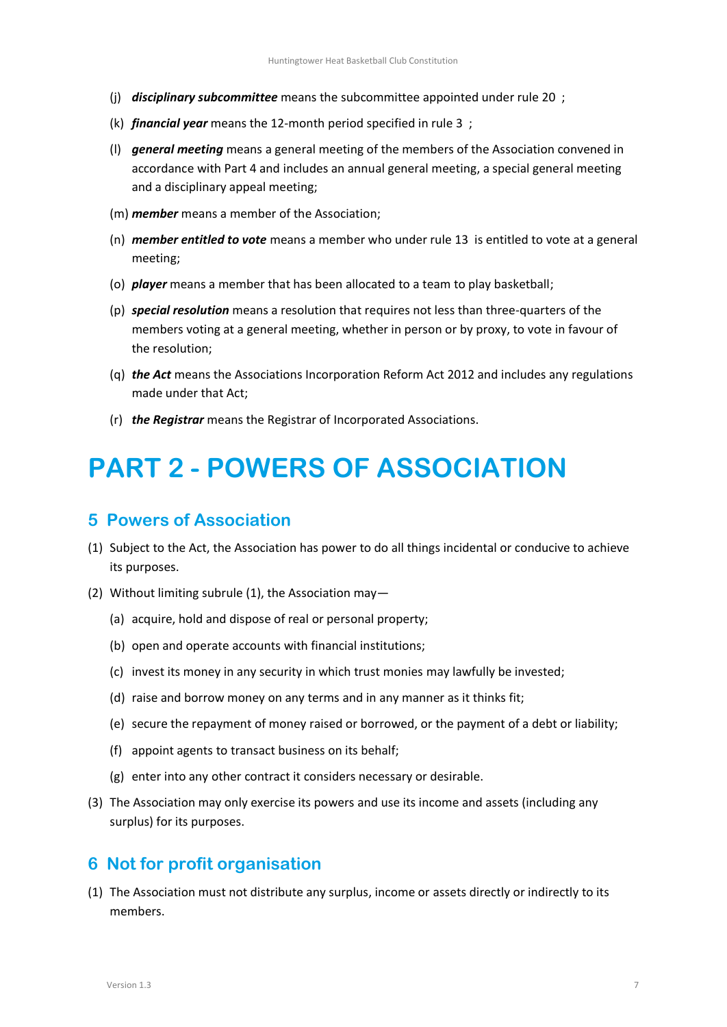(j) ***disciplinary subcommittee*** means the subcommittee appointed under rule 20 ;

(k) ***financial year*** means the 12-month period specified in rule 3 ;

(l) ***general meeting*** means a general meeting of the members of the Association convened in accordance with Part 4 and includes an annual general meeting, a special general meeting and a disciplinary appeal meeting;

(m) ***member*** means a member of the Association;

(n) ***member entitled to vote*** means a member who under rule 13 is entitled to vote at a general meeting;

(o) ***player*** means a member that has been allocated to a team to play basketball;

(p) ***special resolution*** means a resolution that requires not less than three-quarters of the members voting at a general meeting, whether in person or by proxy, to vote in favour of the resolution;

(q) ***the Act*** means the Associations Incorporation Reform Act 2012 and includes any regulations made under that Act;

(r) ***the Registrar*** means the Registrar of Incorporated Associations.

# PART 2 - POWERS OF ASSOCIATION

## 5 Powers of Association

(1) Subject to the Act, the Association has power to do all things incidental or conducive to achieve its purposes.

(2) Without limiting subrule (1), the Association may—

(a) acquire, hold and dispose of real or personal property;

(b) open and operate accounts with financial institutions;

(c) invest its money in any security in which trust monies may lawfully be invested;

(d) raise and borrow money on any terms and in any manner as it thinks fit;

(e) secure the repayment of money raised or borrowed, or the payment of a debt or liability;

(f) appoint agents to transact business on its behalf;

(g) enter into any other contract it considers necessary or desirable.

(3) The Association may only exercise its powers and use its income and assets (including any surplus) for its purposes.

## 6 Not for profit organisation

(1) The Association must not distribute any surplus, income or assets directly or indirectly to its members.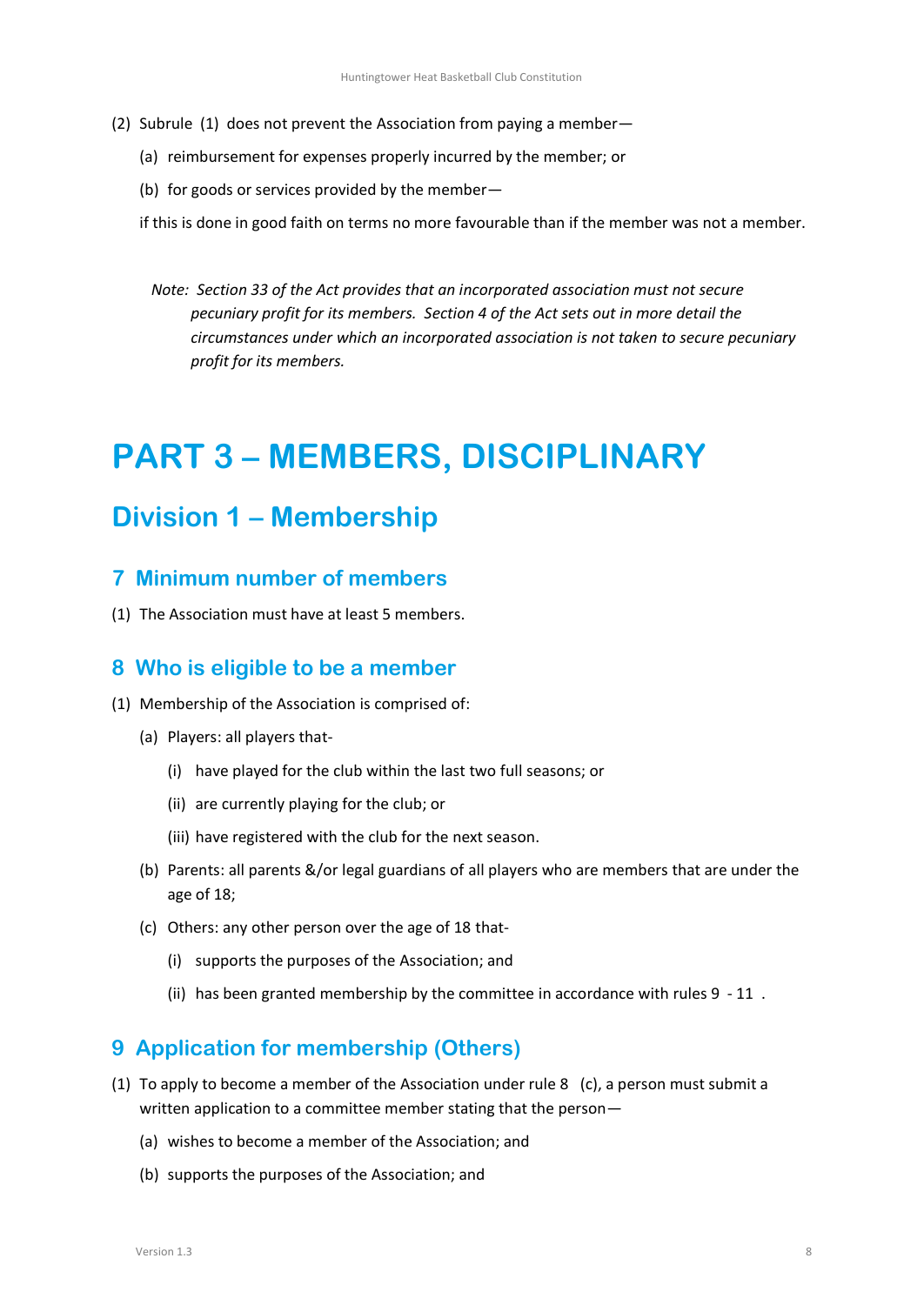(2) Subrule (1) does not prevent the Association from paying a member—

(a) reimbursement for expenses properly incurred by the member; or

(b) for goods or services provided by the member—

if this is done in good faith on terms no more favourable than if the member was not a member.

*Note: Section 33 of the Act provides that an incorporated association must not secure pecuniary profit for its members. Section 4 of the Act sets out in more detail the circumstances under which an incorporated association is not taken to secure pecuniary profit for its members.*

# PART 3 – MEMBERS, DISCIPLINARY

## Division 1 – Membership

### 7 Minimum number of members

(1) The Association must have at least 5 members.

### 8 Who is eligible to be a member

(1) Membership of the Association is comprised of:

(a) Players: all players that-

(i) have played for the club within the last two full seasons; or

(ii) are currently playing for the club; or

(iii) have registered with the club for the next season.

(b) Parents: all parents &/or legal guardians of all players who are members that are under the age of 18;

(c) Others: any other person over the age of 18 that-

(i) supports the purposes of the Association; and

(ii) has been granted membership by the committee in accordance with rules 9 - 11 .

### 9 Application for membership (Others)

(1) To apply to become a member of the Association under rule 8 (c), a person must submit a written application to a committee member stating that the person—

(a) wishes to become a member of the Association; and

(b) supports the purposes of the Association; and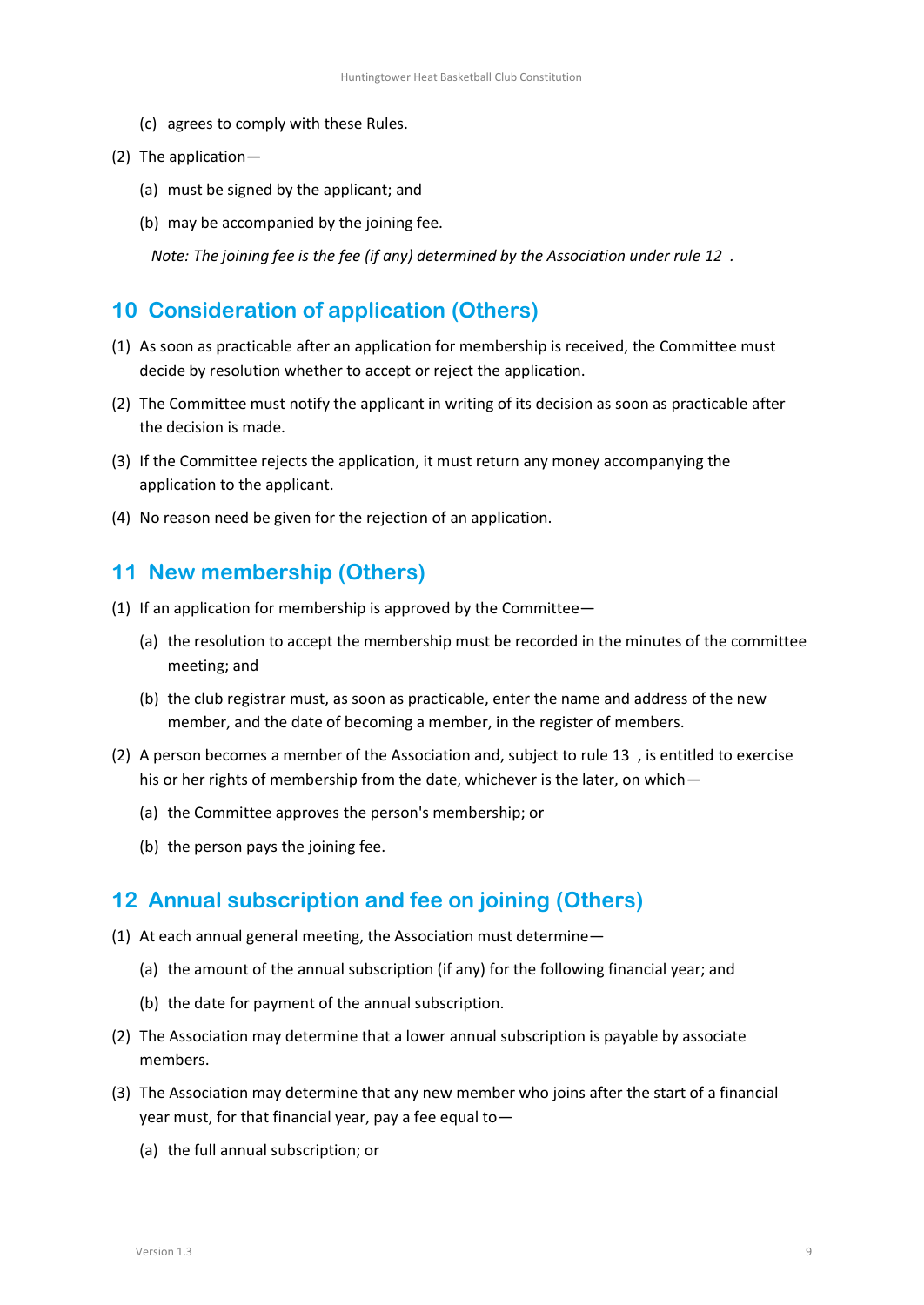(c) agrees to comply with these Rules.

(2) The application—

(a) must be signed by the applicant; and

(b) may be accompanied by the joining fee.

*Note: The joining fee is the fee (if any) determined by the Association under rule 12 .*

## 10 Consideration of application (Others)

(1) As soon as practicable after an application for membership is received, the Committee must decide by resolution whether to accept or reject the application.

(2) The Committee must notify the applicant in writing of its decision as soon as practicable after the decision is made.

(3) If the Committee rejects the application, it must return any money accompanying the application to the applicant.

(4) No reason need be given for the rejection of an application.

## 11 New membership (Others)

(1) If an application for membership is approved by the Committee—

(a) the resolution to accept the membership must be recorded in the minutes of the committee meeting; and

(b) the club registrar must, as soon as practicable, enter the name and address of the new member, and the date of becoming a member, in the register of members.

(2) A person becomes a member of the Association and, subject to rule 13 , is entitled to exercise his or her rights of membership from the date, whichever is the later, on which—

(a) the Committee approves the person's membership; or

(b) the person pays the joining fee.

## 12 Annual subscription and fee on joining (Others)

(1) At each annual general meeting, the Association must determine—

(a) the amount of the annual subscription (if any) for the following financial year; and

(b) the date for payment of the annual subscription.

(2) The Association may determine that a lower annual subscription is payable by associate members.

(3) The Association may determine that any new member who joins after the start of a financial year must, for that financial year, pay a fee equal to—

(a) the full annual subscription; or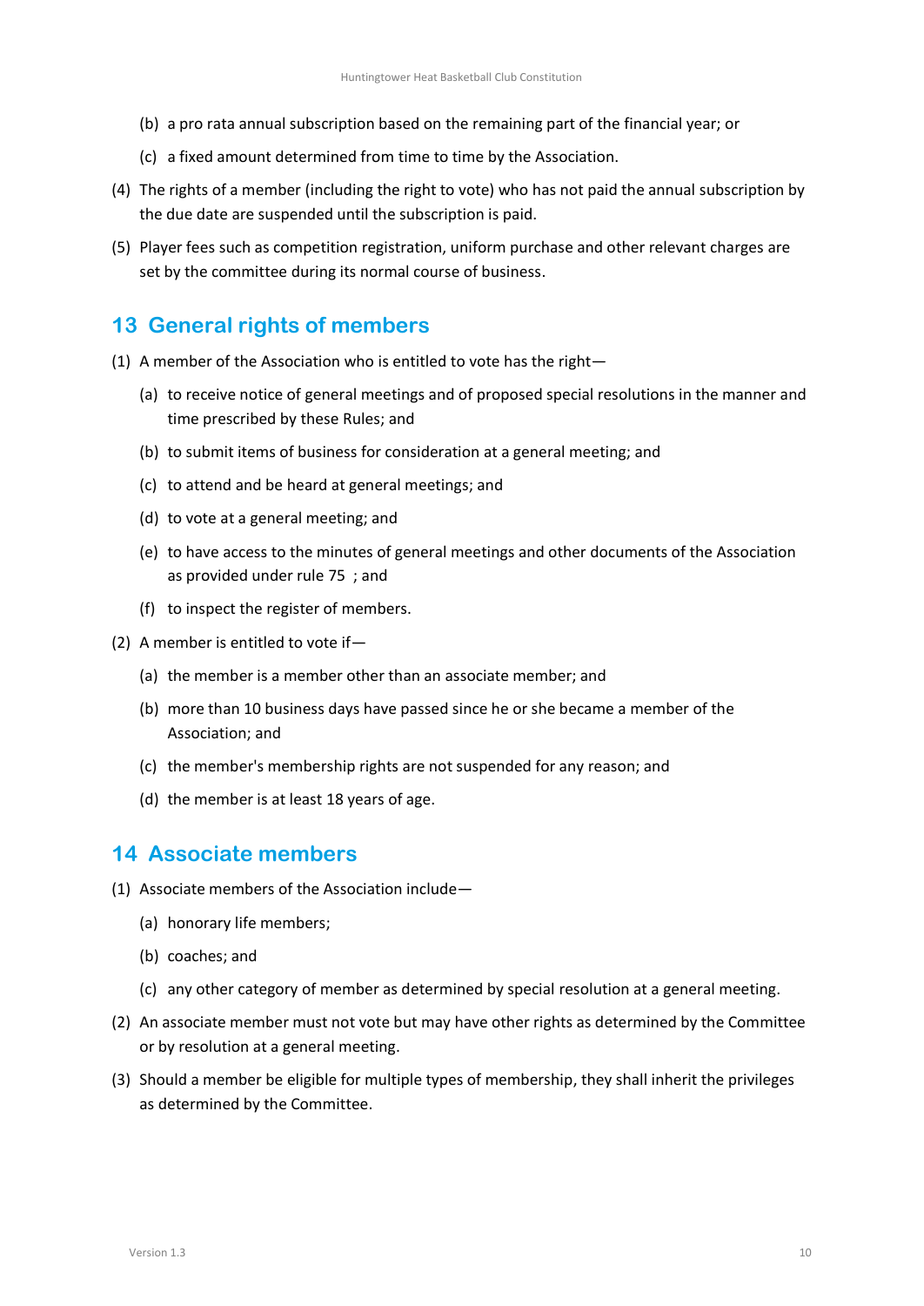(b) a pro rata annual subscription based on the remaining part of the financial year; or

(c) a fixed amount determined from time to time by the Association.

(4) The rights of a member (including the right to vote) who has not paid the annual subscription by the due date are suspended until the subscription is paid.

(5) Player fees such as competition registration, uniform purchase and other relevant charges are set by the committee during its normal course of business.

## 13 General rights of members

(1) A member of the Association who is entitled to vote has the right—

(a) to receive notice of general meetings and of proposed special resolutions in the manner and time prescribed by these Rules; and

(b) to submit items of business for consideration at a general meeting; and

(c) to attend and be heard at general meetings; and

(d) to vote at a general meeting; and

(e) to have access to the minutes of general meetings and other documents of the Association as provided under rule 75 ; and

(f) to inspect the register of members.

(2) A member is entitled to vote if—

(a) the member is a member other than an associate member; and

(b) more than 10 business days have passed since he or she became a member of the Association; and

(c) the member's membership rights are not suspended for any reason; and

(d) the member is at least 18 years of age.

## 14 Associate members

(1) Associate members of the Association include—

(a) honorary life members;

(b) coaches; and

(c) any other category of member as determined by special resolution at a general meeting.

(2) An associate member must not vote but may have other rights as determined by the Committee or by resolution at a general meeting.

(3) Should a member be eligible for multiple types of membership, they shall inherit the privileges as determined by the Committee.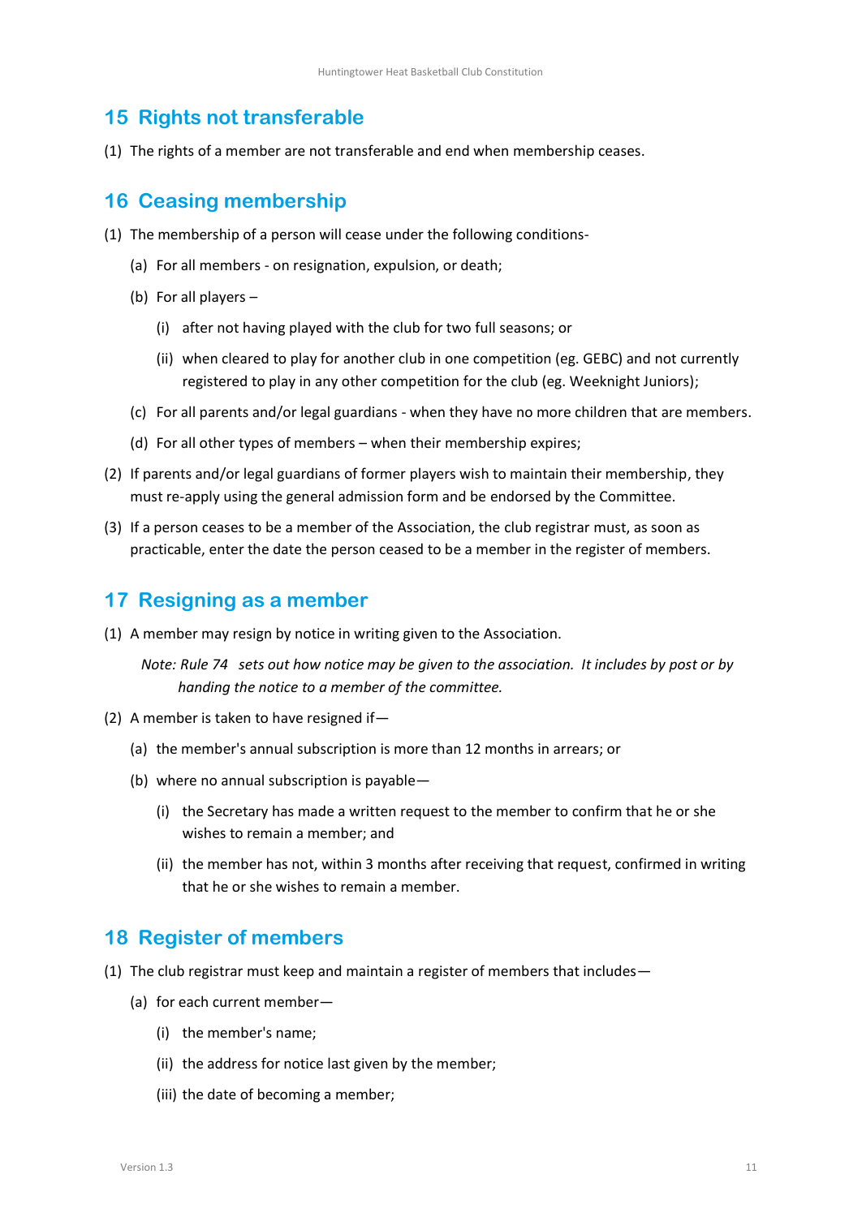## 15 Rights not transferable

(1) The rights of a member are not transferable and end when membership ceases.

## 16 Ceasing membership

(1) The membership of a person will cease under the following conditions-

  (a) For all members - on resignation, expulsion, or death;

  (b) For all players –

    (i) after not having played with the club for two full seasons; or

    (ii) when cleared to play for another club in one competition (eg. GEBC) and not currently registered to play in any other competition for the club (eg. Weeknight Juniors);

  (c) For all parents and/or legal guardians - when they have no more children that are members.

  (d) For all other types of members – when their membership expires;

(2) If parents and/or legal guardians of former players wish to maintain their membership, they must re-apply using the general admission form and be endorsed by the Committee.

(3) If a person ceases to be a member of the Association, the club registrar must, as soon as practicable, enter the date the person ceased to be a member in the register of members.

## 17 Resigning as a member

(1) A member may resign by notice in writing given to the Association.

*Note: Rule 74 sets out how notice may be given to the association. It includes by post or by handing the notice to a member of the committee.*

(2) A member is taken to have resigned if—

  (a) the member's annual subscription is more than 12 months in arrears; or

  (b) where no annual subscription is payable—

    (i) the Secretary has made a written request to the member to confirm that he or she wishes to remain a member; and

    (ii) the member has not, within 3 months after receiving that request, confirmed in writing that he or she wishes to remain a member.

## 18 Register of members

(1) The club registrar must keep and maintain a register of members that includes—

  (a) for each current member—

    (i) the member's name;

    (ii) the address for notice last given by the member;

    (iii) the date of becoming a member;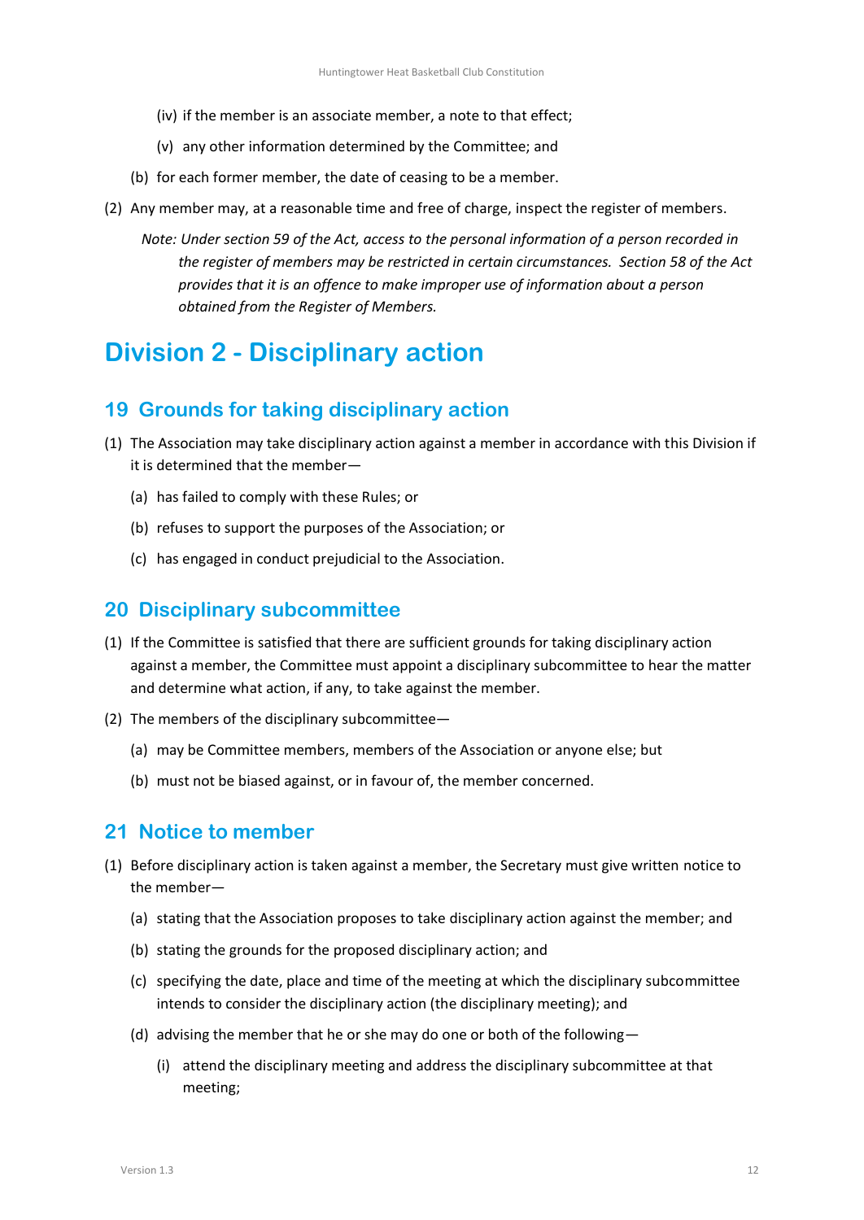(iv) if the member is an associate member, a note to that effect;

(v) any other information determined by the Committee; and

(b) for each former member, the date of ceasing to be a member.

(2) Any member may, at a reasonable time and free of charge, inspect the register of members.

*Note: Under section 59 of the Act, access to the personal information of a person recorded in the register of members may be restricted in certain circumstances. Section 58 of the Act provides that it is an offence to make improper use of information about a person obtained from the Register of Members.*

# Division 2 - Disciplinary action

## 19 Grounds for taking disciplinary action

(1) The Association may take disciplinary action against a member in accordance with this Division if it is determined that the member—

(a) has failed to comply with these Rules; or

(b) refuses to support the purposes of the Association; or

(c) has engaged in conduct prejudicial to the Association.

## 20 Disciplinary subcommittee

(1) If the Committee is satisfied that there are sufficient grounds for taking disciplinary action against a member, the Committee must appoint a disciplinary subcommittee to hear the matter and determine what action, if any, to take against the member.

(2) The members of the disciplinary subcommittee—

(a) may be Committee members, members of the Association or anyone else; but

(b) must not be biased against, or in favour of, the member concerned.

## 21 Notice to member

(1) Before disciplinary action is taken against a member, the Secretary must give written notice to the member—

(a) stating that the Association proposes to take disciplinary action against the member; and

(b) stating the grounds for the proposed disciplinary action; and

(c) specifying the date, place and time of the meeting at which the disciplinary subcommittee intends to consider the disciplinary action (the disciplinary meeting); and

(d) advising the member that he or she may do one or both of the following—

(i) attend the disciplinary meeting and address the disciplinary subcommittee at that meeting;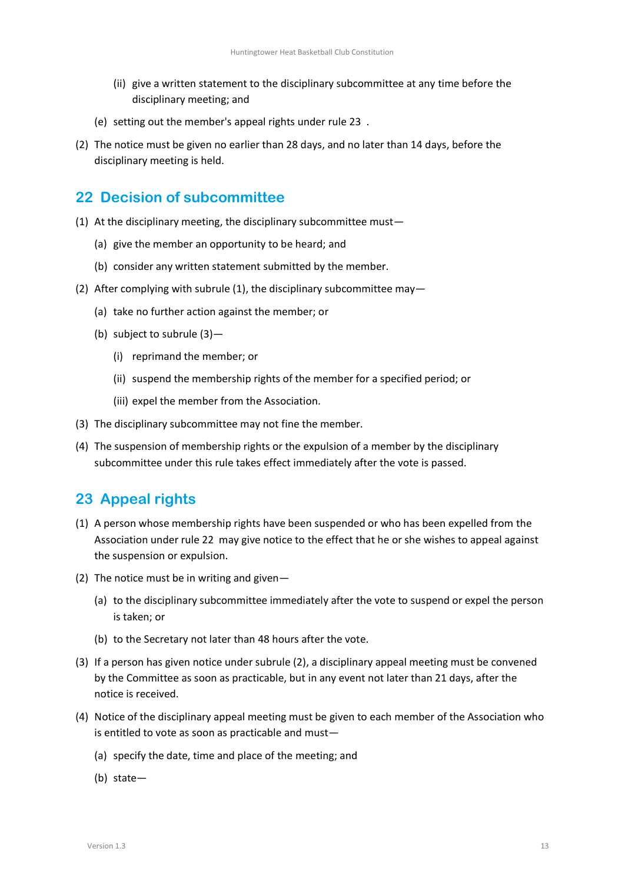(ii) give a written statement to the disciplinary subcommittee at any time before the disciplinary meeting; and

(e) setting out the member's appeal rights under rule 23 .

(2) The notice must be given no earlier than 28 days, and no later than 14 days, before the disciplinary meeting is held.

## 22 Decision of subcommittee

(1) At the disciplinary meeting, the disciplinary subcommittee must—

(a) give the member an opportunity to be heard; and

(b) consider any written statement submitted by the member.

(2) After complying with subrule (1), the disciplinary subcommittee may—

(a) take no further action against the member; or

(b) subject to subrule (3)—

(i) reprimand the member; or

(ii) suspend the membership rights of the member for a specified period; or

(iii) expel the member from the Association.

(3) The disciplinary subcommittee may not fine the member.

(4) The suspension of membership rights or the expulsion of a member by the disciplinary subcommittee under this rule takes effect immediately after the vote is passed.

## 23 Appeal rights

(1) A person whose membership rights have been suspended or who has been expelled from the Association under rule 22 may give notice to the effect that he or she wishes to appeal against the suspension or expulsion.

(2) The notice must be in writing and given—

(a) to the disciplinary subcommittee immediately after the vote to suspend or expel the person is taken; or

(b) to the Secretary not later than 48 hours after the vote.

(3) If a person has given notice under subrule (2), a disciplinary appeal meeting must be convened by the Committee as soon as practicable, but in any event not later than 21 days, after the notice is received.

(4) Notice of the disciplinary appeal meeting must be given to each member of the Association who is entitled to vote as soon as practicable and must—

(a) specify the date, time and place of the meeting; and

(b) state—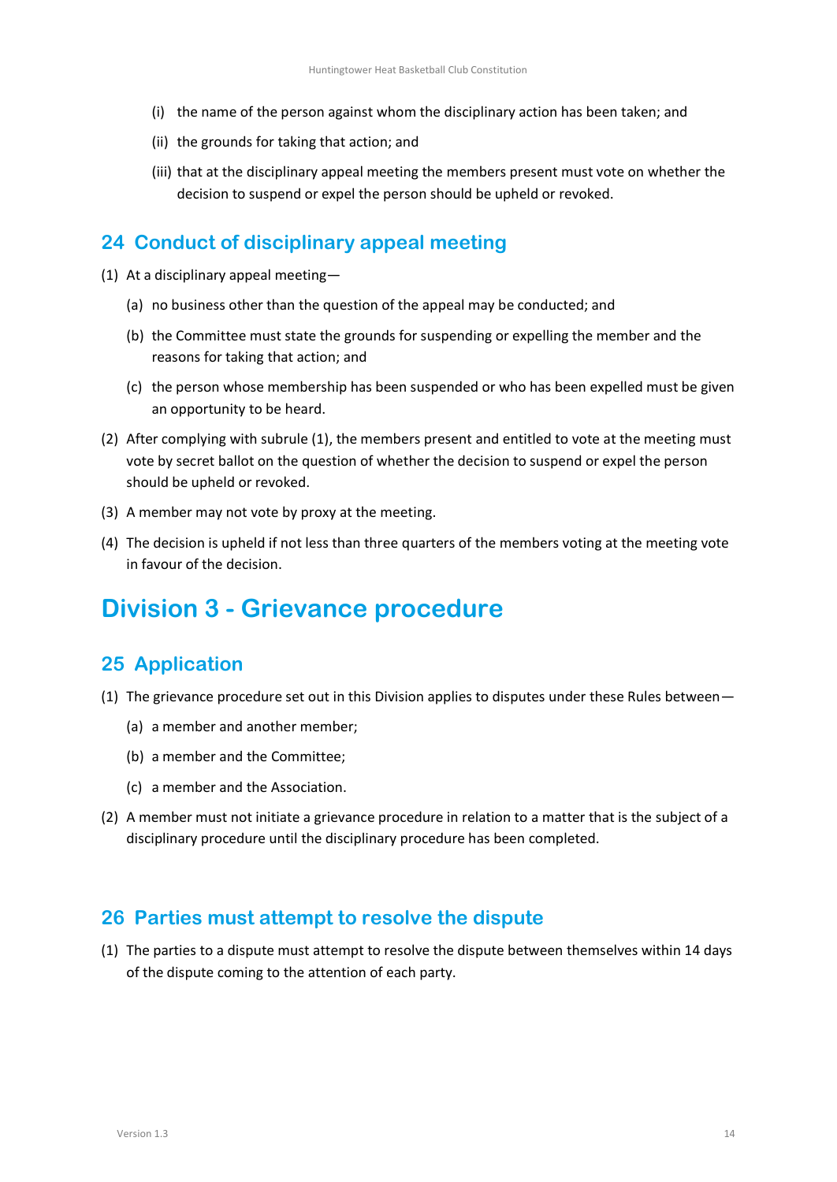(i) the name of the person against whom the disciplinary action has been taken; and

(ii) the grounds for taking that action; and

(iii) that at the disciplinary appeal meeting the members present must vote on whether the decision to suspend or expel the person should be upheld or revoked.

## 24 Conduct of disciplinary appeal meeting

(1) At a disciplinary appeal meeting—

(a) no business other than the question of the appeal may be conducted; and

(b) the Committee must state the grounds for suspending or expelling the member and the reasons for taking that action; and

(c) the person whose membership has been suspended or who has been expelled must be given an opportunity to be heard.

(2) After complying with subrule (1), the members present and entitled to vote at the meeting must vote by secret ballot on the question of whether the decision to suspend or expel the person should be upheld or revoked.

(3) A member may not vote by proxy at the meeting.

(4) The decision is upheld if not less than three quarters of the members voting at the meeting vote in favour of the decision.

# Division 3 - Grievance procedure

## 25 Application

(1) The grievance procedure set out in this Division applies to disputes under these Rules between—

(a) a member and another member;

(b) a member and the Committee;

(c) a member and the Association.

(2) A member must not initiate a grievance procedure in relation to a matter that is the subject of a disciplinary procedure until the disciplinary procedure has been completed.

## 26 Parties must attempt to resolve the dispute

(1) The parties to a dispute must attempt to resolve the dispute between themselves within 14 days of the dispute coming to the attention of each party.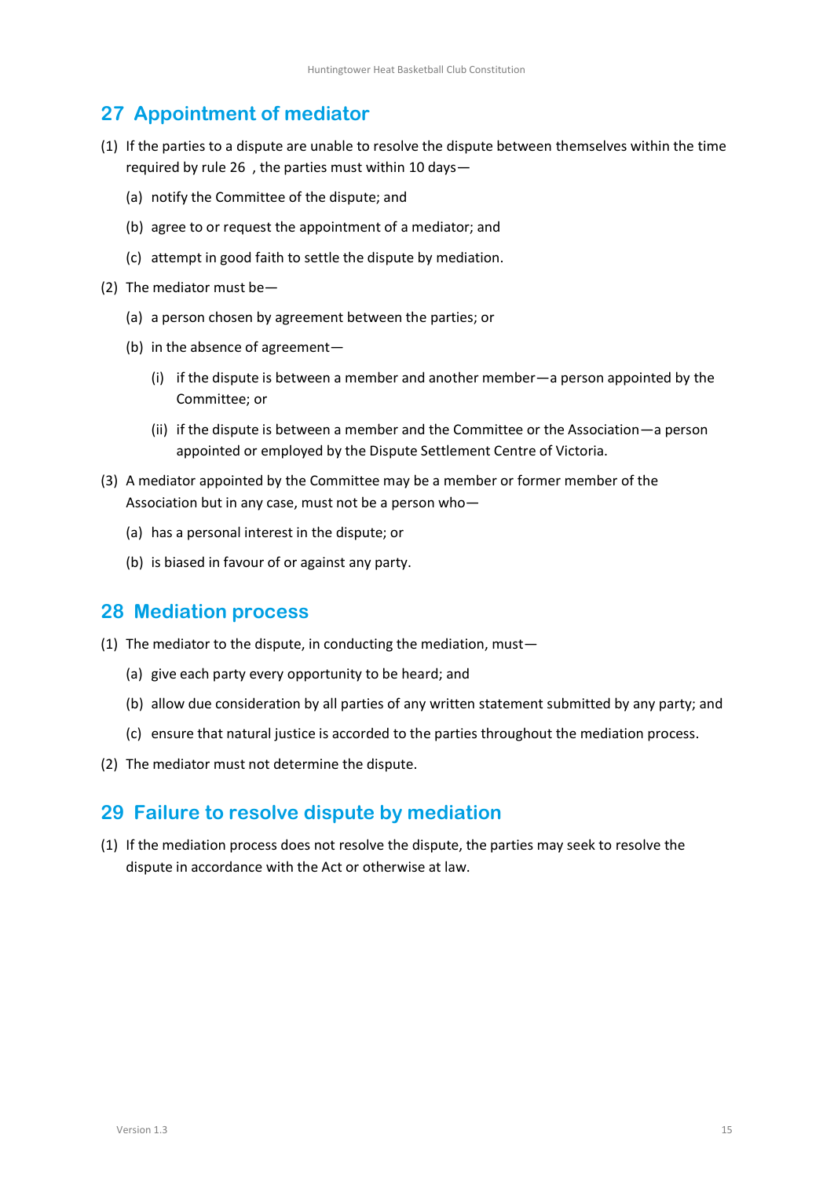## 27 Appointment of mediator

(1) If the parties to a dispute are unable to resolve the dispute between themselves within the time required by rule 26 , the parties must within 10 days—

  (a) notify the Committee of the dispute; and

  (b) agree to or request the appointment of a mediator; and

  (c) attempt in good faith to settle the dispute by mediation.

(2) The mediator must be—

  (a) a person chosen by agreement between the parties; or

  (b) in the absence of agreement—

    (i) if the dispute is between a member and another member—a person appointed by the Committee; or

    (ii) if the dispute is between a member and the Committee or the Association—a person appointed or employed by the Dispute Settlement Centre of Victoria.

(3) A mediator appointed by the Committee may be a member or former member of the Association but in any case, must not be a person who—

  (a) has a personal interest in the dispute; or

  (b) is biased in favour of or against any party.

## 28 Mediation process

(1) The mediator to the dispute, in conducting the mediation, must—

  (a) give each party every opportunity to be heard; and

  (b) allow due consideration by all parties of any written statement submitted by any party; and

  (c) ensure that natural justice is accorded to the parties throughout the mediation process.

(2) The mediator must not determine the dispute.

## 29 Failure to resolve dispute by mediation

(1) If the mediation process does not resolve the dispute, the parties may seek to resolve the dispute in accordance with the Act or otherwise at law.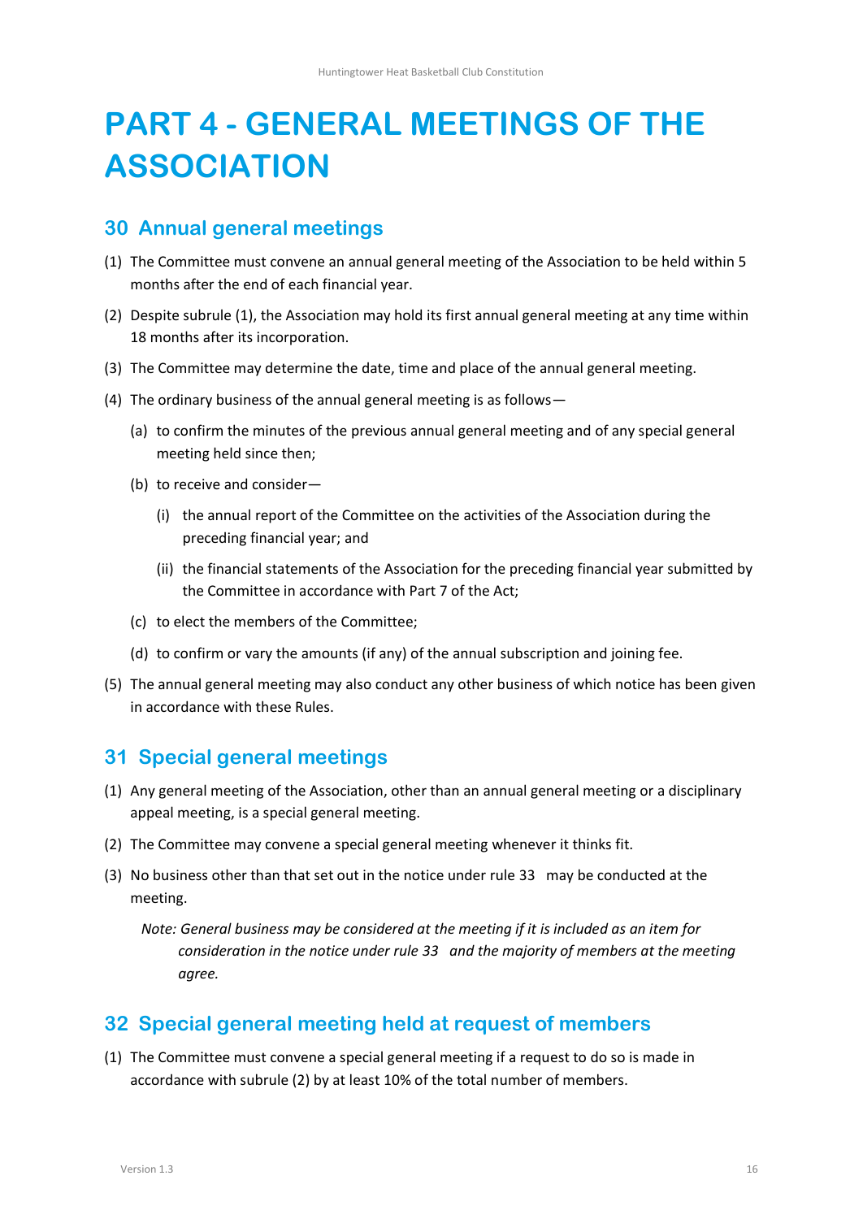# PART 4 - GENERAL MEETINGS OF THE ASSOCIATION

## 30 Annual general meetings

(1) The Committee must convene an annual general meeting of the Association to be held within 5 months after the end of each financial year.

(2) Despite subrule (1), the Association may hold its first annual general meeting at any time within 18 months after its incorporation.

(3) The Committee may determine the date, time and place of the annual general meeting.

(4) The ordinary business of the annual general meeting is as follows—

   (a) to confirm the minutes of the previous annual general meeting and of any special general meeting held since then;

   (b) to receive and consider—

      (i) the annual report of the Committee on the activities of the Association during the preceding financial year; and

      (ii) the financial statements of the Association for the preceding financial year submitted by the Committee in accordance with Part 7 of the Act;

   (c) to elect the members of the Committee;

   (d) to confirm or vary the amounts (if any) of the annual subscription and joining fee.

(5) The annual general meeting may also conduct any other business of which notice has been given in accordance with these Rules.

## 31 Special general meetings

(1) Any general meeting of the Association, other than an annual general meeting or a disciplinary appeal meeting, is a special general meeting.

(2) The Committee may convene a special general meeting whenever it thinks fit.

(3) No business other than that set out in the notice under rule 33 may be conducted at the meeting.

*Note: General business may be considered at the meeting if it is included as an item for consideration in the notice under rule 33 and the majority of members at the meeting agree.*

## 32 Special general meeting held at request of members

(1) The Committee must convene a special general meeting if a request to do so is made in accordance with subrule (2) by at least 10% of the total number of members.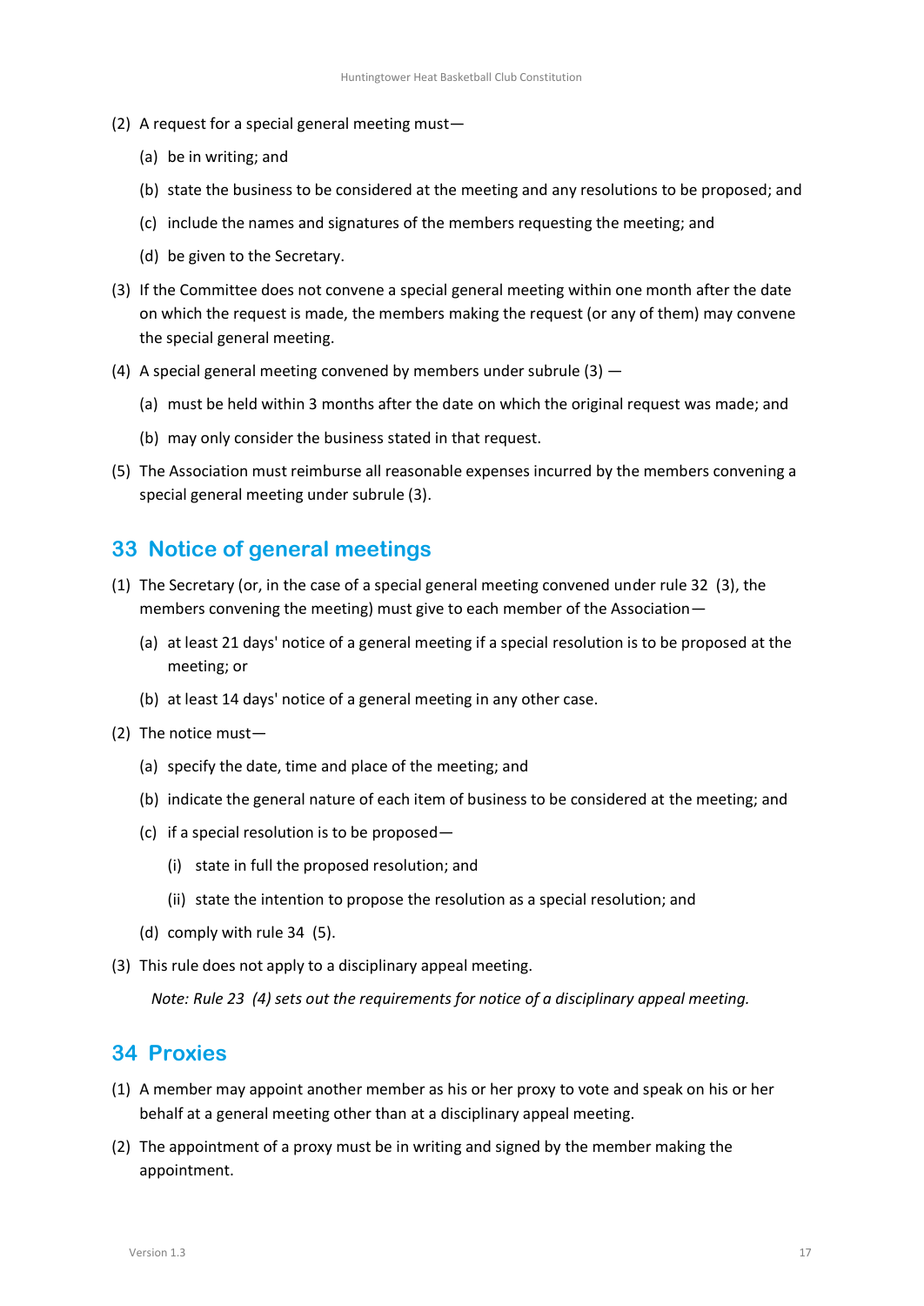(2) A request for a special general meeting must—

(a) be in writing; and

(b) state the business to be considered at the meeting and any resolutions to be proposed; and

(c) include the names and signatures of the members requesting the meeting; and

(d) be given to the Secretary.

(3) If the Committee does not convene a special general meeting within one month after the date on which the request is made, the members making the request (or any of them) may convene the special general meeting.

(4) A special general meeting convened by members under subrule (3) —

(a) must be held within 3 months after the date on which the original request was made; and

(b) may only consider the business stated in that request.

(5) The Association must reimburse all reasonable expenses incurred by the members convening a special general meeting under subrule (3).

## 33 Notice of general meetings

(1) The Secretary (or, in the case of a special general meeting convened under rule 32 (3), the members convening the meeting) must give to each member of the Association—

(a) at least 21 days' notice of a general meeting if a special resolution is to be proposed at the meeting; or

(b) at least 14 days' notice of a general meeting in any other case.

(2) The notice must—

(a) specify the date, time and place of the meeting; and

(b) indicate the general nature of each item of business to be considered at the meeting; and

(c) if a special resolution is to be proposed—

(i) state in full the proposed resolution; and

(ii) state the intention to propose the resolution as a special resolution; and

(d) comply with rule 34 (5).

(3) This rule does not apply to a disciplinary appeal meeting.

*Note: Rule 23 (4) sets out the requirements for notice of a disciplinary appeal meeting.*

## 34 Proxies

(1) A member may appoint another member as his or her proxy to vote and speak on his or her behalf at a general meeting other than at a disciplinary appeal meeting.

(2) The appointment of a proxy must be in writing and signed by the member making the appointment.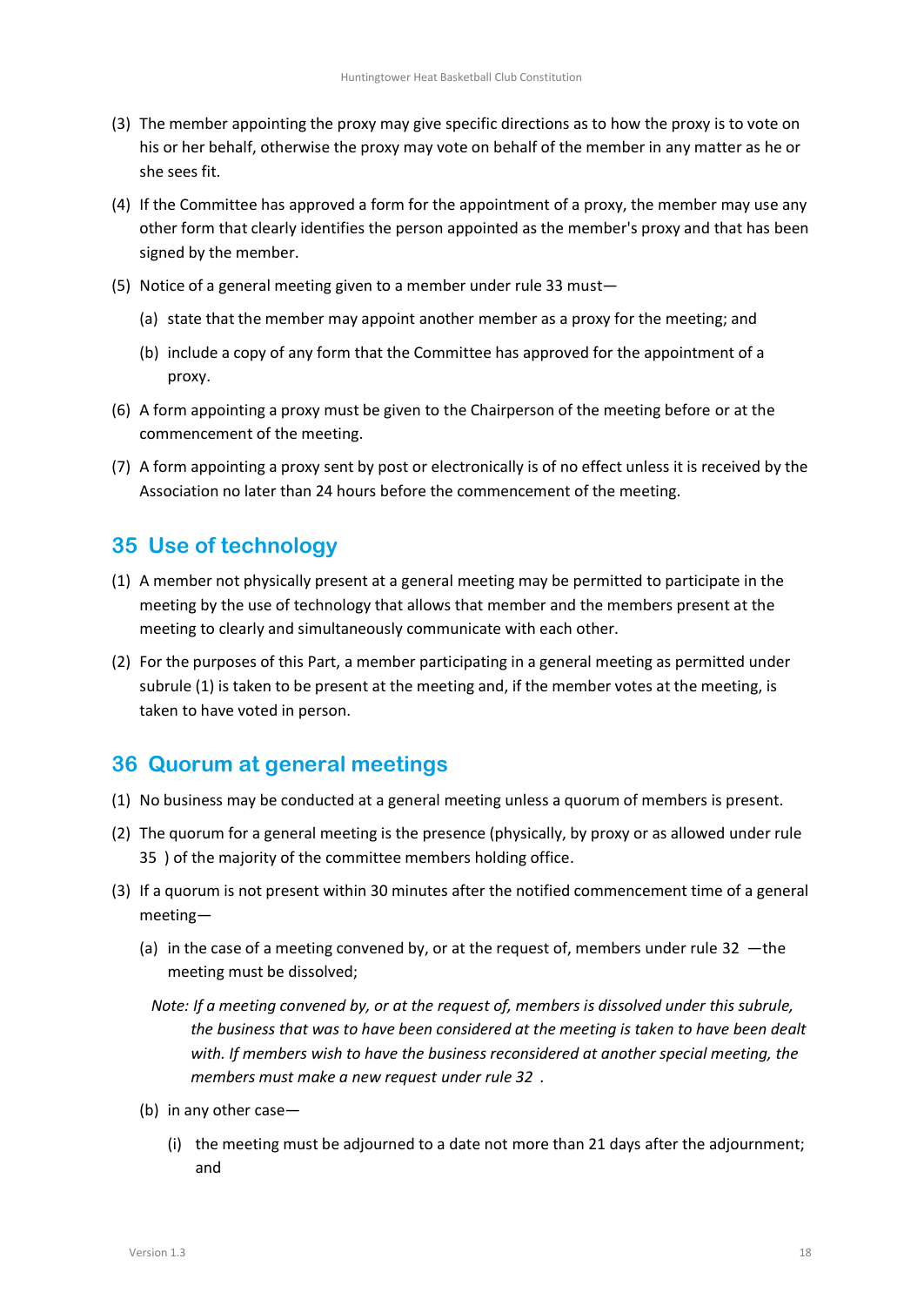(3) The member appointing the proxy may give specific directions as to how the proxy is to vote on his or her behalf, otherwise the proxy may vote on behalf of the member in any matter as he or she sees fit.

(4) If the Committee has approved a form for the appointment of a proxy, the member may use any other form that clearly identifies the person appointed as the member's proxy and that has been signed by the member.

(5) Notice of a general meeting given to a member under rule 33 must—

   (a) state that the member may appoint another member as a proxy for the meeting; and

   (b) include a copy of any form that the Committee has approved for the appointment of a proxy.

(6) A form appointing a proxy must be given to the Chairperson of the meeting before or at the commencement of the meeting.

(7) A form appointing a proxy sent by post or electronically is of no effect unless it is received by the Association no later than 24 hours before the commencement of the meeting.

## 35 Use of technology

(1) A member not physically present at a general meeting may be permitted to participate in the meeting by the use of technology that allows that member and the members present at the meeting to clearly and simultaneously communicate with each other.

(2) For the purposes of this Part, a member participating in a general meeting as permitted under subrule (1) is taken to be present at the meeting and, if the member votes at the meeting, is taken to have voted in person.

## 36 Quorum at general meetings

(1) No business may be conducted at a general meeting unless a quorum of members is present.

(2) The quorum for a general meeting is the presence (physically, by proxy or as allowed under rule 35 ) of the majority of the committee members holding office.

(3) If a quorum is not present within 30 minutes after the notified commencement time of a general meeting—

   (a) in the case of a meeting convened by, or at the request of, members under rule 32 —the meeting must be dissolved;

   *Note: If a meeting convened by, or at the request of, members is dissolved under this subrule, the business that was to have been considered at the meeting is taken to have been dealt with. If members wish to have the business reconsidered at another special meeting, the members must make a new request under rule 32 .*

   (b) in any other case—

      (i) the meeting must be adjourned to a date not more than 21 days after the adjournment; and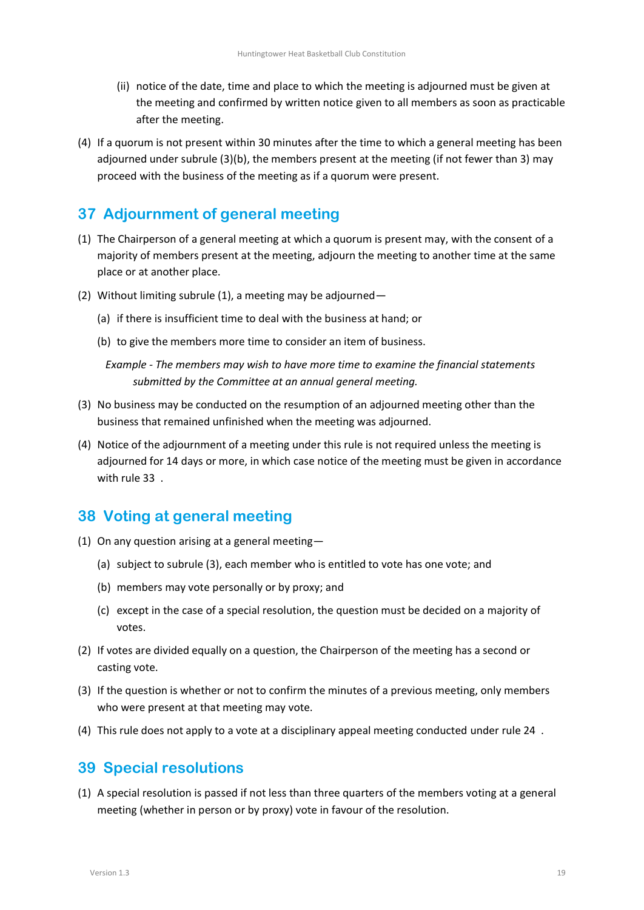(ii) notice of the date, time and place to which the meeting is adjourned must be given at the meeting and confirmed by written notice given to all members as soon as practicable after the meeting.

(4) If a quorum is not present within 30 minutes after the time to which a general meeting has been adjourned under subrule (3)(b), the members present at the meeting (if not fewer than 3) may proceed with the business of the meeting as if a quorum were present.

## 37 Adjournment of general meeting

(1) The Chairperson of a general meeting at which a quorum is present may, with the consent of a majority of members present at the meeting, adjourn the meeting to another time at the same place or at another place.

(2) Without limiting subrule (1), a meeting may be adjourned—

(a) if there is insufficient time to deal with the business at hand; or

(b) to give the members more time to consider an item of business.

*Example - The members may wish to have more time to examine the financial statements submitted by the Committee at an annual general meeting.*

(3) No business may be conducted on the resumption of an adjourned meeting other than the business that remained unfinished when the meeting was adjourned.

(4) Notice of the adjournment of a meeting under this rule is not required unless the meeting is adjourned for 14 days or more, in which case notice of the meeting must be given in accordance with rule 33 .

## 38 Voting at general meeting

(1) On any question arising at a general meeting—

(a) subject to subrule (3), each member who is entitled to vote has one vote; and

(b) members may vote personally or by proxy; and

(c) except in the case of a special resolution, the question must be decided on a majority of votes.

(2) If votes are divided equally on a question, the Chairperson of the meeting has a second or casting vote.

(3) If the question is whether or not to confirm the minutes of a previous meeting, only members who were present at that meeting may vote.

(4) This rule does not apply to a vote at a disciplinary appeal meeting conducted under rule 24 .

## 39 Special resolutions

(1) A special resolution is passed if not less than three quarters of the members voting at a general meeting (whether in person or by proxy) vote in favour of the resolution.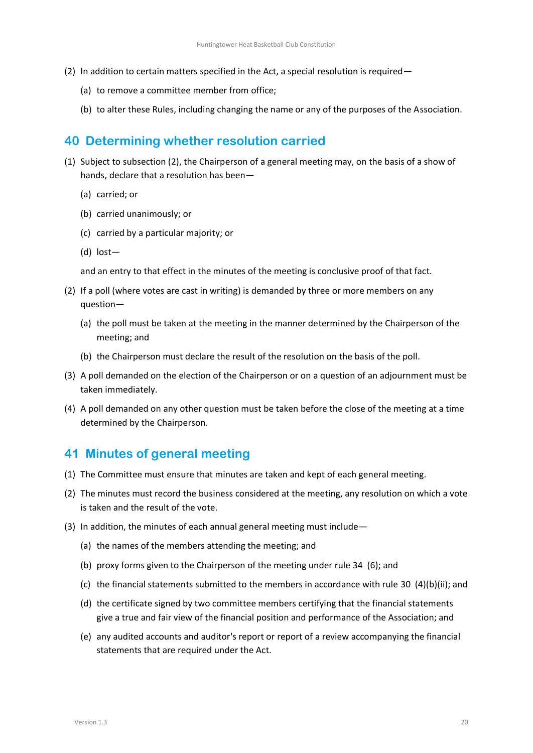(2) In addition to certain matters specified in the Act, a special resolution is required—

(a) to remove a committee member from office;

(b) to alter these Rules, including changing the name or any of the purposes of the Association.

## 40 Determining whether resolution carried

(1) Subject to subsection (2), the Chairperson of a general meeting may, on the basis of a show of hands, declare that a resolution has been—

(a) carried; or

(b) carried unanimously; or

(c) carried by a particular majority; or

(d) lost—

and an entry to that effect in the minutes of the meeting is conclusive proof of that fact.

(2) If a poll (where votes are cast in writing) is demanded by three or more members on any question—

(a) the poll must be taken at the meeting in the manner determined by the Chairperson of the meeting; and

(b) the Chairperson must declare the result of the resolution on the basis of the poll.

(3) A poll demanded on the election of the Chairperson or on a question of an adjournment must be taken immediately.

(4) A poll demanded on any other question must be taken before the close of the meeting at a time determined by the Chairperson.

## 41 Minutes of general meeting

(1) The Committee must ensure that minutes are taken and kept of each general meeting.

(2) The minutes must record the business considered at the meeting, any resolution on which a vote is taken and the result of the vote.

(3) In addition, the minutes of each annual general meeting must include—

(a) the names of the members attending the meeting; and

(b) proxy forms given to the Chairperson of the meeting under rule 34 (6); and

(c) the financial statements submitted to the members in accordance with rule 30 (4)(b)(ii); and

(d) the certificate signed by two committee members certifying that the financial statements give a true and fair view of the financial position and performance of the Association; and

(e) any audited accounts and auditor's report or report of a review accompanying the financial statements that are required under the Act.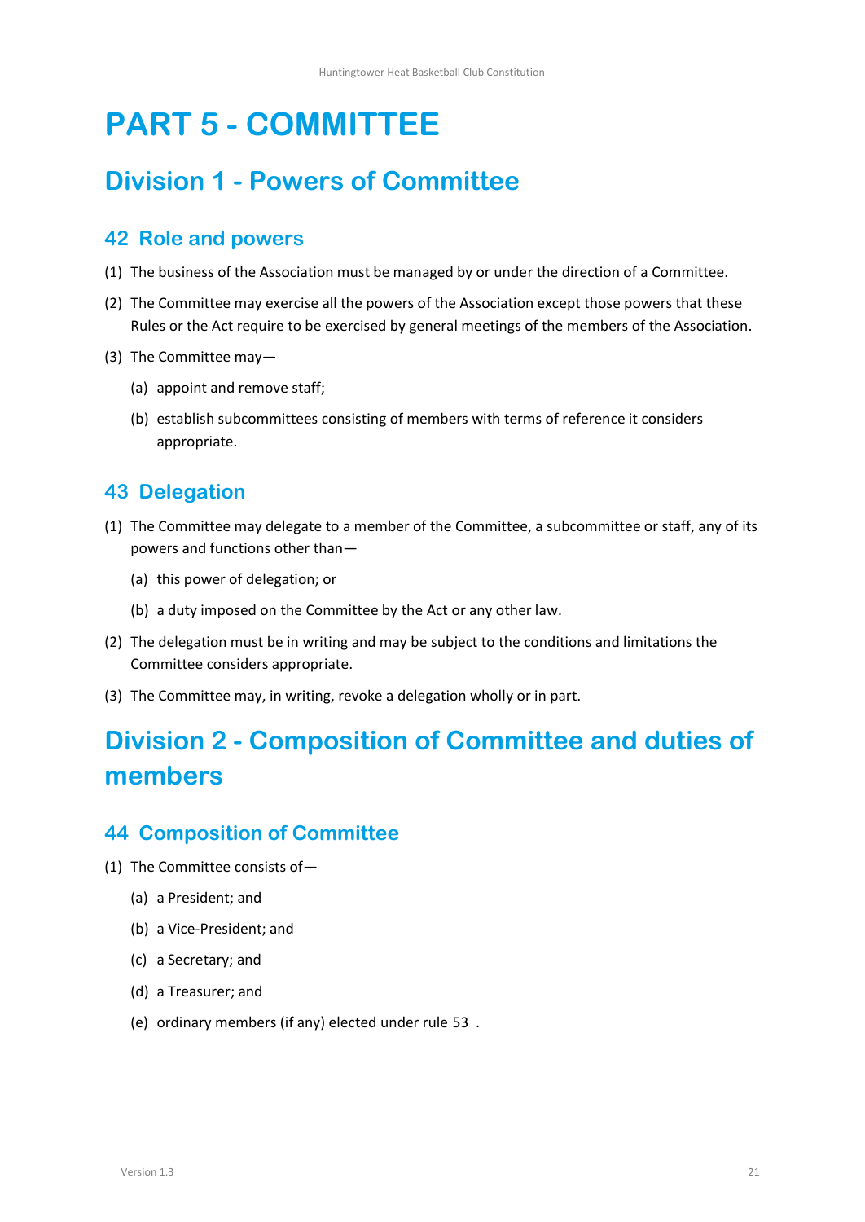# PART 5 - COMMITTEE

## Division 1 - Powers of Committee

### 42 Role and powers

(1) The business of the Association must be managed by or under the direction of a Committee.

(2) The Committee may exercise all the powers of the Association except those powers that these Rules or the Act require to be exercised by general meetings of the members of the Association.

(3) The Committee may—

- (a) appoint and remove staff;
- (b) establish subcommittees consisting of members with terms of reference it considers appropriate.

### 43 Delegation

(1) The Committee may delegate to a member of the Committee, a subcommittee or staff, any of its powers and functions other than—

- (a) this power of delegation; or
- (b) a duty imposed on the Committee by the Act or any other law.

(2) The delegation must be in writing and may be subject to the conditions and limitations the Committee considers appropriate.

(3) The Committee may, in writing, revoke a delegation wholly or in part.

## Division 2 - Composition of Committee and duties of members

### 44 Composition of Committee

(1) The Committee consists of—

- (a) a President; and
- (b) a Vice-President; and
- (c) a Secretary; and
- (d) a Treasurer; and
- (e) ordinary members (if any) elected under rule 53 .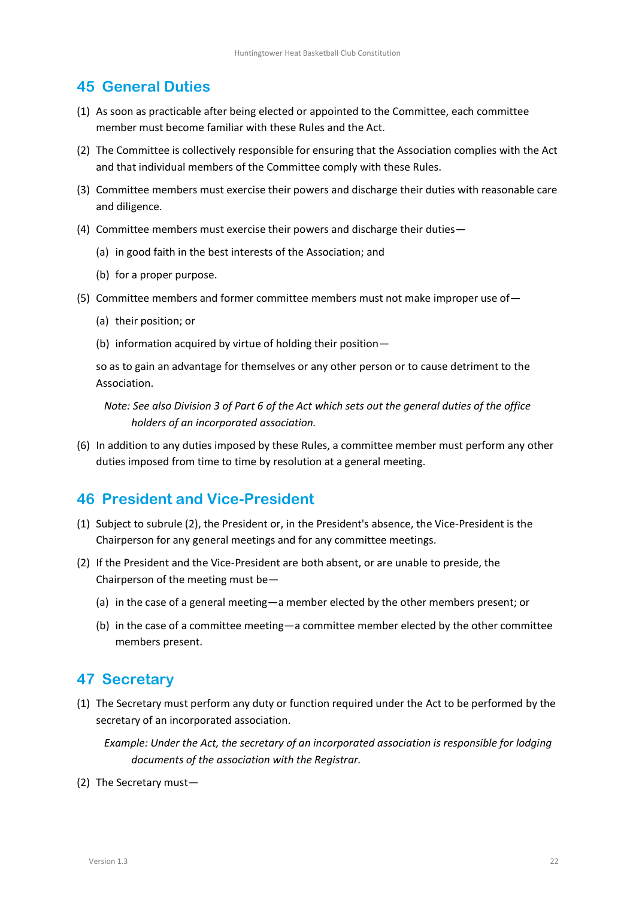## 45 General Duties

(1) As soon as practicable after being elected or appointed to the Committee, each committee member must become familiar with these Rules and the Act.

(2) The Committee is collectively responsible for ensuring that the Association complies with the Act and that individual members of the Committee comply with these Rules.

(3) Committee members must exercise their powers and discharge their duties with reasonable care and diligence.

(4) Committee members must exercise their powers and discharge their duties—

(a) in good faith in the best interests of the Association; and

(b) for a proper purpose.

(5) Committee members and former committee members must not make improper use of—

(a) their position; or

(b) information acquired by virtue of holding their position—

so as to gain an advantage for themselves or any other person or to cause detriment to the Association.

*Note: See also Division 3 of Part 6 of the Act which sets out the general duties of the office holders of an incorporated association.*

(6) In addition to any duties imposed by these Rules, a committee member must perform any other duties imposed from time to time by resolution at a general meeting.

## 46 President and Vice-President

(1) Subject to subrule (2), the President or, in the President's absence, the Vice-President is the Chairperson for any general meetings and for any committee meetings.

(2) If the President and the Vice-President are both absent, or are unable to preside, the Chairperson of the meeting must be—

(a) in the case of a general meeting—a member elected by the other members present; or

(b) in the case of a committee meeting—a committee member elected by the other committee members present.

## 47 Secretary

(1) The Secretary must perform any duty or function required under the Act to be performed by the secretary of an incorporated association.

*Example: Under the Act, the secretary of an incorporated association is responsible for lodging documents of the association with the Registrar.*

(2) The Secretary must—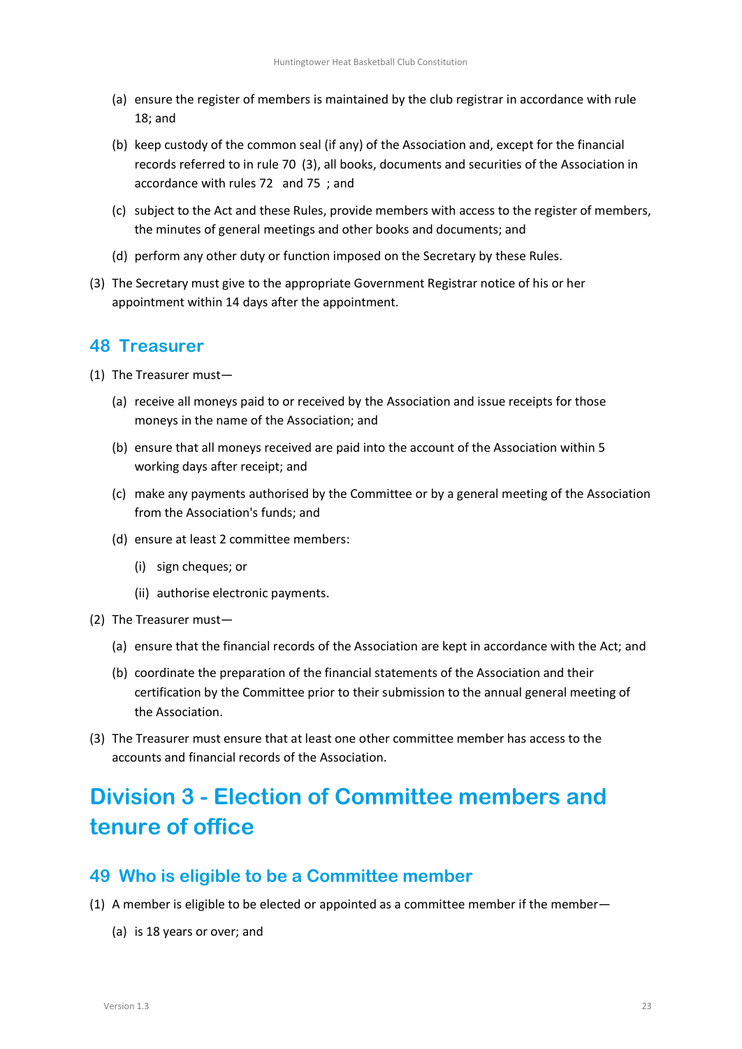(a) ensure the register of members is maintained by the club registrar in accordance with rule 18; and

(b) keep custody of the common seal (if any) of the Association and, except for the financial records referred to in rule 70 (3), all books, documents and securities of the Association in accordance with rules 72 and 75 ; and

(c) subject to the Act and these Rules, provide members with access to the register of members, the minutes of general meetings and other books and documents; and

(d) perform any other duty or function imposed on the Secretary by these Rules.

(3) The Secretary must give to the appropriate Government Registrar notice of his or her appointment within 14 days after the appointment.

## 48 Treasurer

(1) The Treasurer must—

(a) receive all moneys paid to or received by the Association and issue receipts for those moneys in the name of the Association; and

(b) ensure that all moneys received are paid into the account of the Association within 5 working days after receipt; and

(c) make any payments authorised by the Committee or by a general meeting of the Association from the Association's funds; and

(d) ensure at least 2 committee members:

(i) sign cheques; or

(ii) authorise electronic payments.

(2) The Treasurer must—

(a) ensure that the financial records of the Association are kept in accordance with the Act; and

(b) coordinate the preparation of the financial statements of the Association and their certification by the Committee prior to their submission to the annual general meeting of the Association.

(3) The Treasurer must ensure that at least one other committee member has access to the accounts and financial records of the Association.

# Division 3 - Election of Committee members and tenure of office

## 49 Who is eligible to be a Committee member

(1) A member is eligible to be elected or appointed as a committee member if the member—

(a) is 18 years or over; and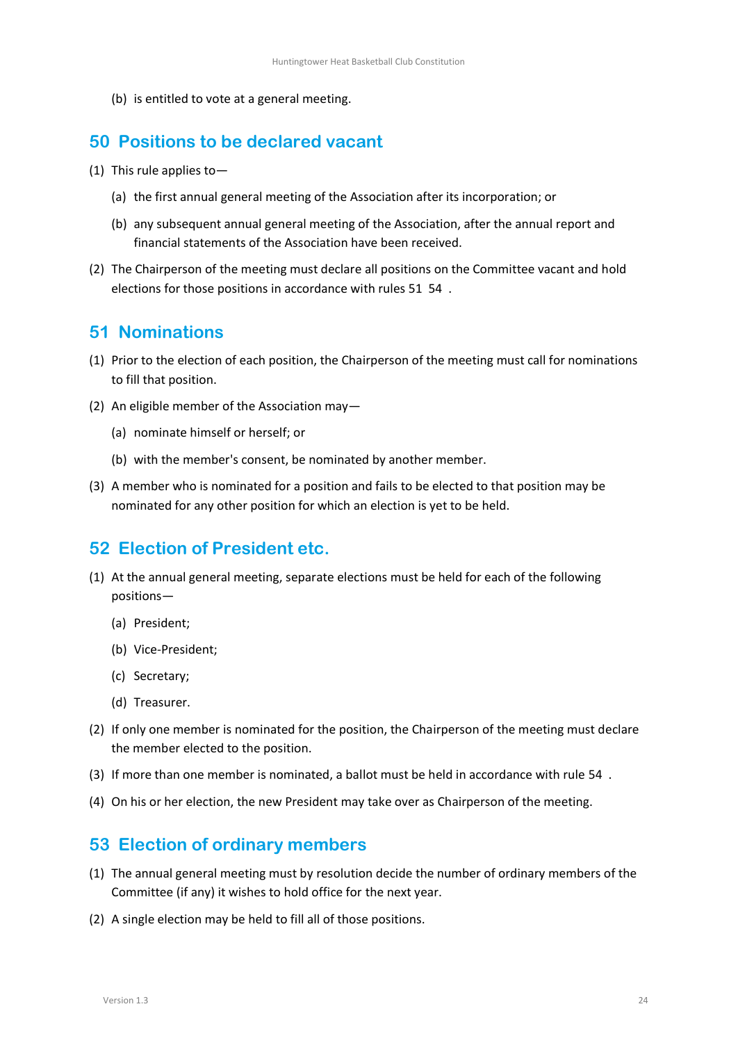(b) is entitled to vote at a general meeting.

## 50 Positions to be declared vacant

(1) This rule applies to—

(a) the first annual general meeting of the Association after its incorporation; or

(b) any subsequent annual general meeting of the Association, after the annual report and financial statements of the Association have been received.

(2) The Chairperson of the meeting must declare all positions on the Committee vacant and hold elections for those positions in accordance with rules 51 54 .

## 51 Nominations

(1) Prior to the election of each position, the Chairperson of the meeting must call for nominations to fill that position.

(2) An eligible member of the Association may—

(a) nominate himself or herself; or

(b) with the member's consent, be nominated by another member.

(3) A member who is nominated for a position and fails to be elected to that position may be nominated for any other position for which an election is yet to be held.

## 52 Election of President etc.

(1) At the annual general meeting, separate elections must be held for each of the following positions—

(a) President;

(b) Vice-President;

(c) Secretary;

(d) Treasurer.

(2) If only one member is nominated for the position, the Chairperson of the meeting must declare the member elected to the position.

(3) If more than one member is nominated, a ballot must be held in accordance with rule 54 .

(4) On his or her election, the new President may take over as Chairperson of the meeting.

## 53 Election of ordinary members

(1) The annual general meeting must by resolution decide the number of ordinary members of the Committee (if any) it wishes to hold office for the next year.

(2) A single election may be held to fill all of those positions.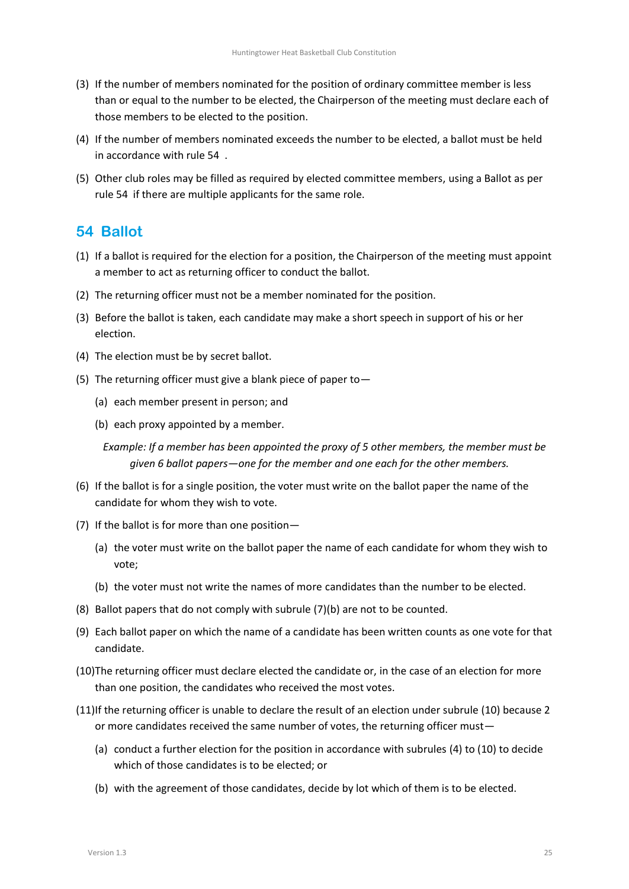(3) If the number of members nominated for the position of ordinary committee member is less than or equal to the number to be elected, the Chairperson of the meeting must declare each of those members to be elected to the position.

(4) If the number of members nominated exceeds the number to be elected, a ballot must be held in accordance with rule 54 .

(5) Other club roles may be filled as required by elected committee members, using a Ballot as per rule 54 if there are multiple applicants for the same role.

## 54 Ballot

(1) If a ballot is required for the election for a position, the Chairperson of the meeting must appoint a member to act as returning officer to conduct the ballot.

(2) The returning officer must not be a member nominated for the position.

(3) Before the ballot is taken, each candidate may make a short speech in support of his or her election.

(4) The election must be by secret ballot.

(5) The returning officer must give a blank piece of paper to—

(a) each member present in person; and

(b) each proxy appointed by a member.

*Example: If a member has been appointed the proxy of 5 other members, the member must be given 6 ballot papers—one for the member and one each for the other members.*

(6) If the ballot is for a single position, the voter must write on the ballot paper the name of the candidate for whom they wish to vote.

(7) If the ballot is for more than one position—

(a) the voter must write on the ballot paper the name of each candidate for whom they wish to vote;

(b) the voter must not write the names of more candidates than the number to be elected.

(8) Ballot papers that do not comply with subrule (7)(b) are not to be counted.

(9) Each ballot paper on which the name of a candidate has been written counts as one vote for that candidate.

(10) The returning officer must declare elected the candidate or, in the case of an election for more than one position, the candidates who received the most votes.

(11) If the returning officer is unable to declare the result of an election under subrule (10) because 2 or more candidates received the same number of votes, the returning officer must—

(a) conduct a further election for the position in accordance with subrules (4) to (10) to decide which of those candidates is to be elected; or

(b) with the agreement of those candidates, decide by lot which of them is to be elected.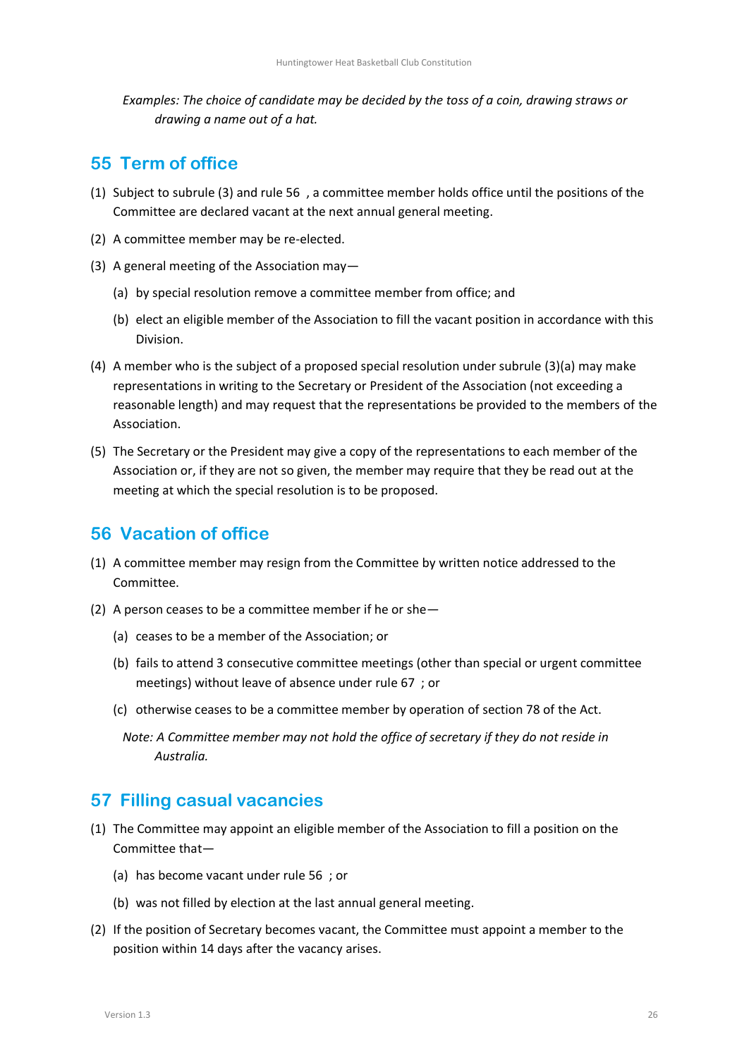*Examples: The choice of candidate may be decided by the toss of a coin, drawing straws or drawing a name out of a hat.*

## 55 Term of office

(1) Subject to subrule (3) and rule 56 , a committee member holds office until the positions of the Committee are declared vacant at the next annual general meeting.

(2) A committee member may be re-elected.

(3) A general meeting of the Association may—

(a) by special resolution remove a committee member from office; and

(b) elect an eligible member of the Association to fill the vacant position in accordance with this Division.

(4) A member who is the subject of a proposed special resolution under subrule (3)(a) may make representations in writing to the Secretary or President of the Association (not exceeding a reasonable length) and may request that the representations be provided to the members of the Association.

(5) The Secretary or the President may give a copy of the representations to each member of the Association or, if they are not so given, the member may require that they be read out at the meeting at which the special resolution is to be proposed.

## 56 Vacation of office

(1) A committee member may resign from the Committee by written notice addressed to the Committee.

(2) A person ceases to be a committee member if he or she—

(a) ceases to be a member of the Association; or

(b) fails to attend 3 consecutive committee meetings (other than special or urgent committee meetings) without leave of absence under rule 67 ; or

(c) otherwise ceases to be a committee member by operation of section 78 of the Act.

*Note: A Committee member may not hold the office of secretary if they do not reside in Australia.*

## 57 Filling casual vacancies

(1) The Committee may appoint an eligible member of the Association to fill a position on the Committee that—

(a) has become vacant under rule 56 ; or

(b) was not filled by election at the last annual general meeting.

(2) If the position of Secretary becomes vacant, the Committee must appoint a member to the position within 14 days after the vacancy arises.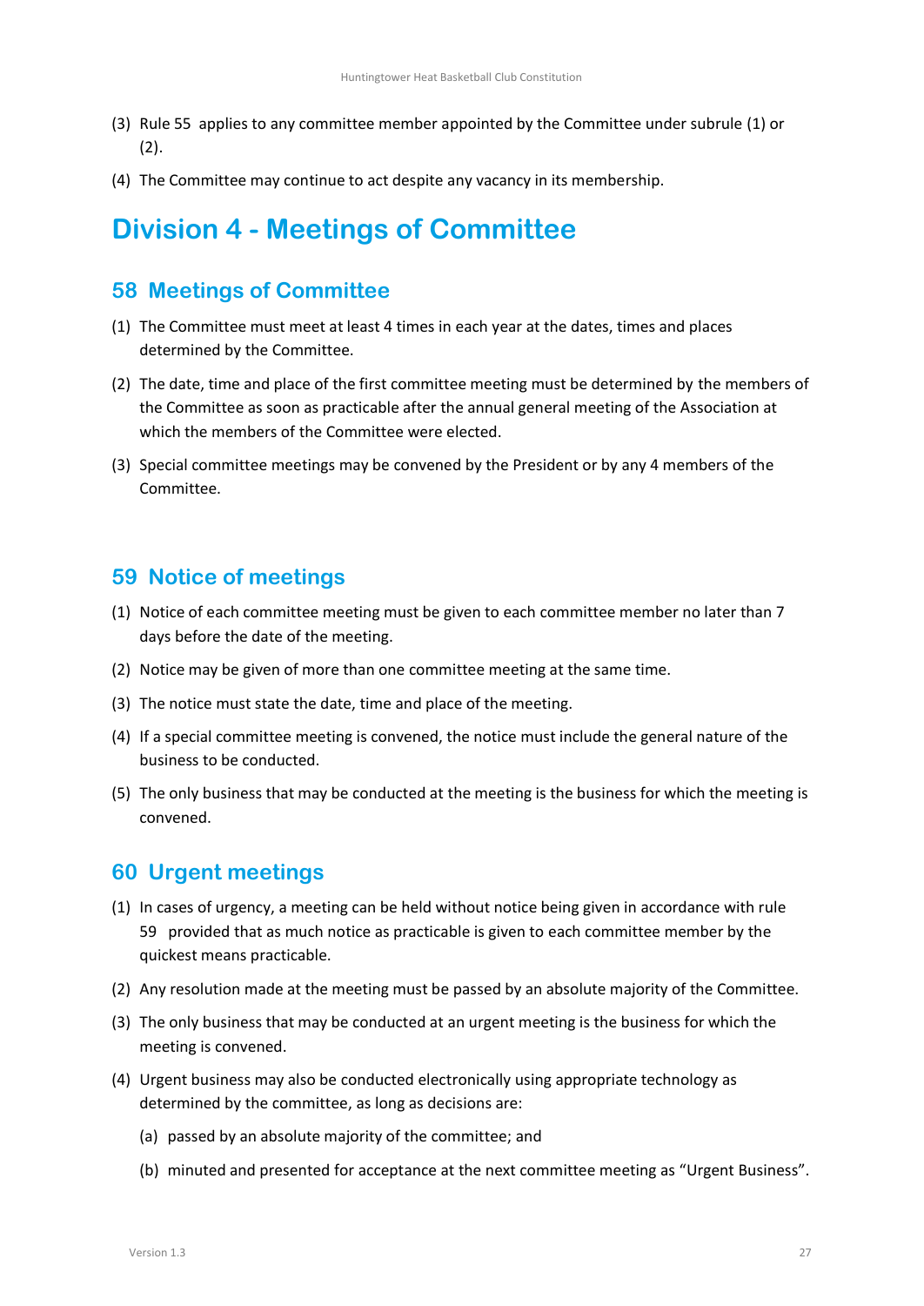(3) Rule 55 applies to any committee member appointed by the Committee under subrule (1) or (2).

(4) The Committee may continue to act despite any vacancy in its membership.

# Division 4 - Meetings of Committee

## 58 Meetings of Committee

(1) The Committee must meet at least 4 times in each year at the dates, times and places determined by the Committee.

(2) The date, time and place of the first committee meeting must be determined by the members of the Committee as soon as practicable after the annual general meeting of the Association at which the members of the Committee were elected.

(3) Special committee meetings may be convened by the President or by any 4 members of the Committee.

## 59 Notice of meetings

(1) Notice of each committee meeting must be given to each committee member no later than 7 days before the date of the meeting.

(2) Notice may be given of more than one committee meeting at the same time.

(3) The notice must state the date, time and place of the meeting.

(4) If a special committee meeting is convened, the notice must include the general nature of the business to be conducted.

(5) The only business that may be conducted at the meeting is the business for which the meeting is convened.

## 60 Urgent meetings

(1) In cases of urgency, a meeting can be held without notice being given in accordance with rule 59 provided that as much notice as practicable is given to each committee member by the quickest means practicable.

(2) Any resolution made at the meeting must be passed by an absolute majority of the Committee.

(3) The only business that may be conducted at an urgent meeting is the business for which the meeting is convened.

(4) Urgent business may also be conducted electronically using appropriate technology as determined by the committee, as long as decisions are:

  (a) passed by an absolute majority of the committee; and

  (b) minuted and presented for acceptance at the next committee meeting as "Urgent Business".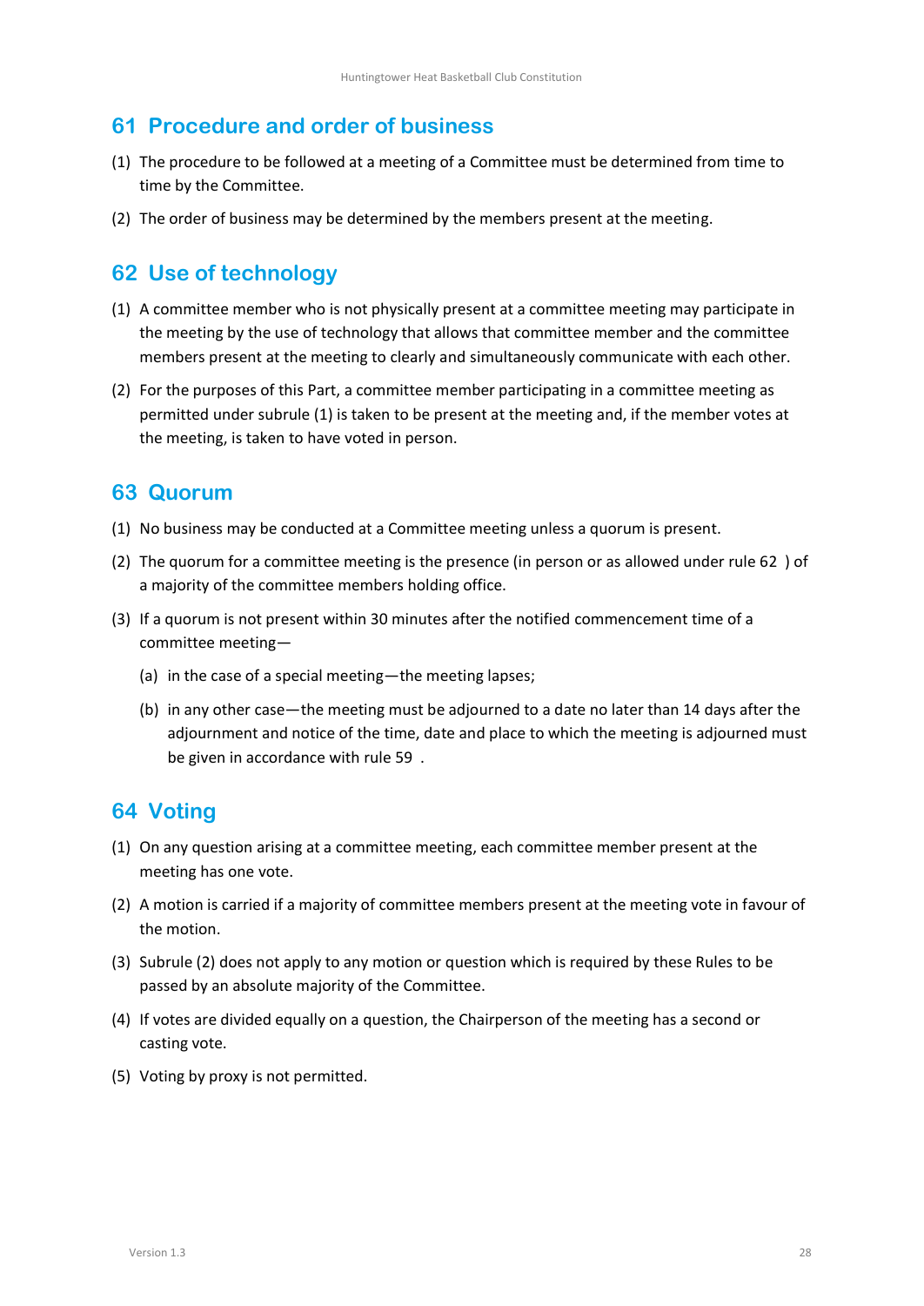## 61 Procedure and order of business

(1) The procedure to be followed at a meeting of a Committee must be determined from time to time by the Committee.

(2) The order of business may be determined by the members present at the meeting.

## 62 Use of technology

(1) A committee member who is not physically present at a committee meeting may participate in the meeting by the use of technology that allows that committee member and the committee members present at the meeting to clearly and simultaneously communicate with each other.

(2) For the purposes of this Part, a committee member participating in a committee meeting as permitted under subrule (1) is taken to be present at the meeting and, if the member votes at the meeting, is taken to have voted in person.

## 63 Quorum

(1) No business may be conducted at a Committee meeting unless a quorum is present.

(2) The quorum for a committee meeting is the presence (in person or as allowed under rule 62 ) of a majority of the committee members holding office.

(3) If a quorum is not present within 30 minutes after the notified commencement time of a committee meeting—

  (a) in the case of a special meeting—the meeting lapses;

  (b) in any other case—the meeting must be adjourned to a date no later than 14 days after the adjournment and notice of the time, date and place to which the meeting is adjourned must be given in accordance with rule 59 .

## 64 Voting

(1) On any question arising at a committee meeting, each committee member present at the meeting has one vote.

(2) A motion is carried if a majority of committee members present at the meeting vote in favour of the motion.

(3) Subrule (2) does not apply to any motion or question which is required by these Rules to be passed by an absolute majority of the Committee.

(4) If votes are divided equally on a question, the Chairperson of the meeting has a second or casting vote.

(5) Voting by proxy is not permitted.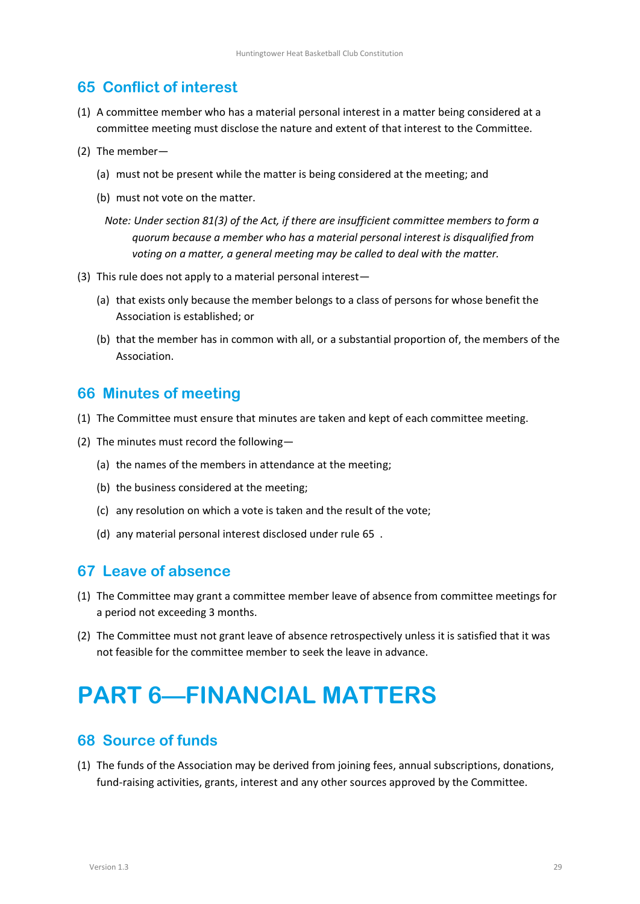## 65 Conflict of interest

(1) A committee member who has a material personal interest in a matter being considered at a committee meeting must disclose the nature and extent of that interest to the Committee.

(2) The member—

  (a) must not be present while the matter is being considered at the meeting; and

  (b) must not vote on the matter.

  *Note: Under section 81(3) of the Act, if there are insufficient committee members to form a quorum because a member who has a material personal interest is disqualified from voting on a matter, a general meeting may be called to deal with the matter.*

(3) This rule does not apply to a material personal interest—

  (a) that exists only because the member belongs to a class of persons for whose benefit the Association is established; or

  (b) that the member has in common with all, or a substantial proportion of, the members of the Association.

## 66 Minutes of meeting

(1) The Committee must ensure that minutes are taken and kept of each committee meeting.

(2) The minutes must record the following—

  (a) the names of the members in attendance at the meeting;

  (b) the business considered at the meeting;

  (c) any resolution on which a vote is taken and the result of the vote;

  (d) any material personal interest disclosed under rule 65 .

## 67 Leave of absence

(1) The Committee may grant a committee member leave of absence from committee meetings for a period not exceeding 3 months.

(2) The Committee must not grant leave of absence retrospectively unless it is satisfied that it was not feasible for the committee member to seek the leave in advance.

# PART 6—FINANCIAL MATTERS

## 68 Source of funds

(1) The funds of the Association may be derived from joining fees, annual subscriptions, donations, fund-raising activities, grants, interest and any other sources approved by the Committee.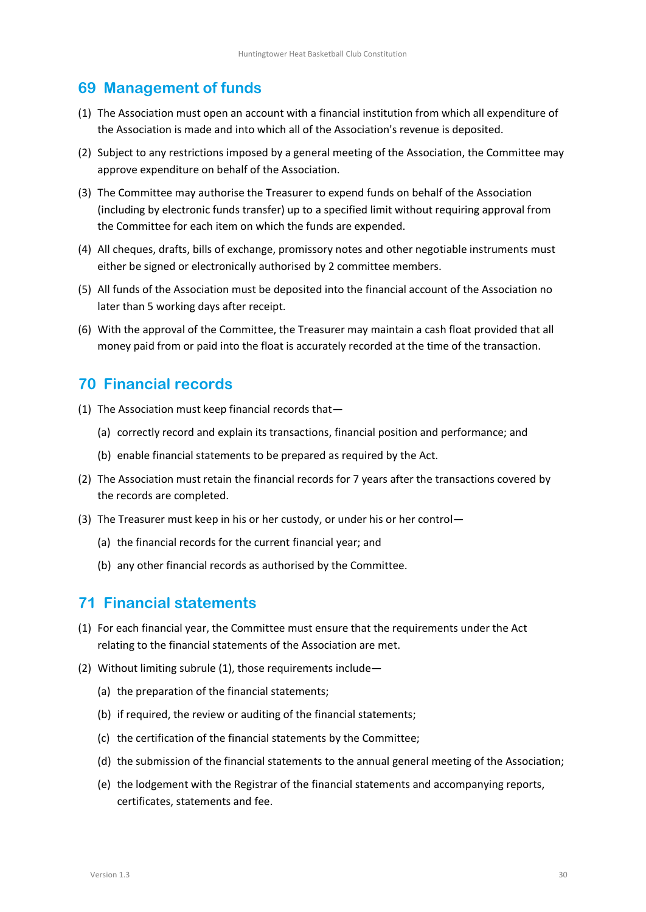## 69 Management of funds

(1) The Association must open an account with a financial institution from which all expenditure of the Association is made and into which all of the Association's revenue is deposited.

(2) Subject to any restrictions imposed by a general meeting of the Association, the Committee may approve expenditure on behalf of the Association.

(3) The Committee may authorise the Treasurer to expend funds on behalf of the Association (including by electronic funds transfer) up to a specified limit without requiring approval from the Committee for each item on which the funds are expended.

(4) All cheques, drafts, bills of exchange, promissory notes and other negotiable instruments must either be signed or electronically authorised by 2 committee members.

(5) All funds of the Association must be deposited into the financial account of the Association no later than 5 working days after receipt.

(6) With the approval of the Committee, the Treasurer may maintain a cash float provided that all money paid from or paid into the float is accurately recorded at the time of the transaction.

## 70 Financial records

(1) The Association must keep financial records that—

  (a) correctly record and explain its transactions, financial position and performance; and

  (b) enable financial statements to be prepared as required by the Act.

(2) The Association must retain the financial records for 7 years after the transactions covered by the records are completed.

(3) The Treasurer must keep in his or her custody, or under his or her control—

  (a) the financial records for the current financial year; and

  (b) any other financial records as authorised by the Committee.

## 71 Financial statements

(1) For each financial year, the Committee must ensure that the requirements under the Act relating to the financial statements of the Association are met.

(2) Without limiting subrule (1), those requirements include—

  (a) the preparation of the financial statements;

  (b) if required, the review or auditing of the financial statements;

  (c) the certification of the financial statements by the Committee;

  (d) the submission of the financial statements to the annual general meeting of the Association;

  (e) the lodgement with the Registrar of the financial statements and accompanying reports, certificates, statements and fee.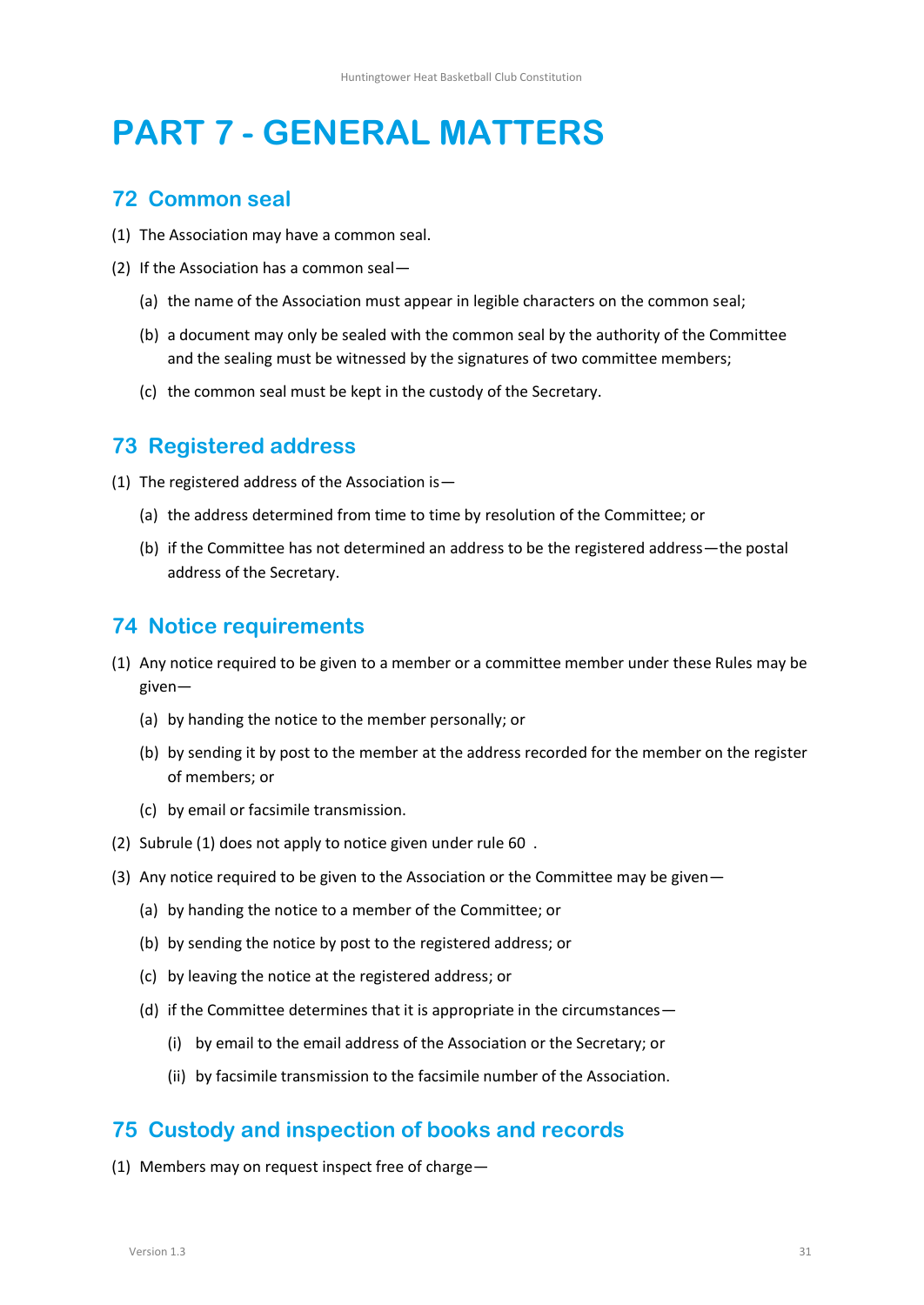# PART 7 - GENERAL MATTERS

## 72 Common seal

(1) The Association may have a common seal.

(2) If the Association has a common seal—

(a) the name of the Association must appear in legible characters on the common seal;

(b) a document may only be sealed with the common seal by the authority of the Committee and the sealing must be witnessed by the signatures of two committee members;

(c) the common seal must be kept in the custody of the Secretary.

## 73 Registered address

(1) The registered address of the Association is—

(a) the address determined from time to time by resolution of the Committee; or

(b) if the Committee has not determined an address to be the registered address—the postal address of the Secretary.

## 74 Notice requirements

(1) Any notice required to be given to a member or a committee member under these Rules may be given—

(a) by handing the notice to the member personally; or

(b) by sending it by post to the member at the address recorded for the member on the register of members; or

(c) by email or facsimile transmission.

(2) Subrule (1) does not apply to notice given under rule 60 .

(3) Any notice required to be given to the Association or the Committee may be given—

(a) by handing the notice to a member of the Committee; or

(b) by sending the notice by post to the registered address; or

(c) by leaving the notice at the registered address; or

(d) if the Committee determines that it is appropriate in the circumstances—

(i) by email to the email address of the Association or the Secretary; or

(ii) by facsimile transmission to the facsimile number of the Association.

## 75 Custody and inspection of books and records

(1) Members may on request inspect free of charge—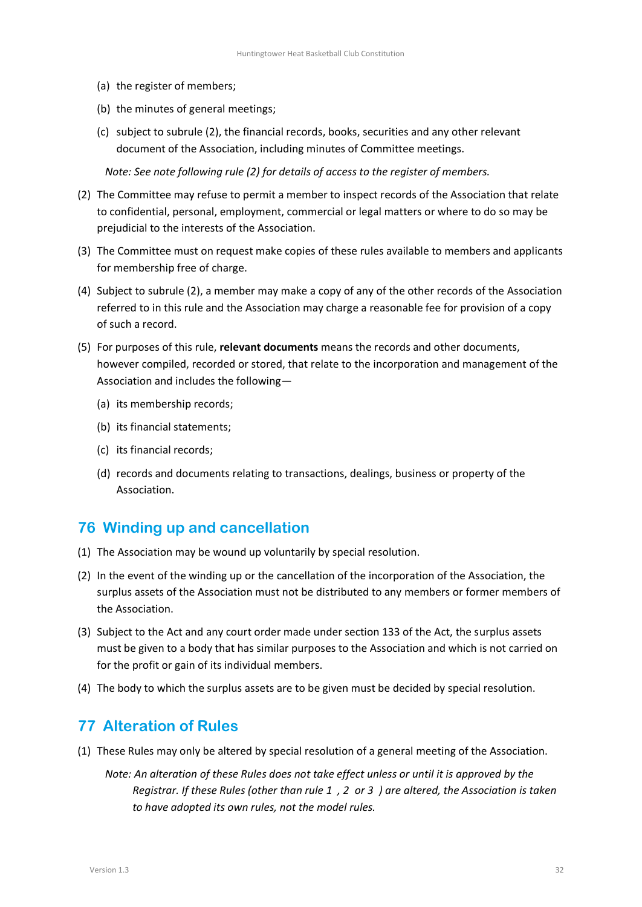(a) the register of members;

(b) the minutes of general meetings;

(c) subject to subrule (2), the financial records, books, securities and any other relevant document of the Association, including minutes of Committee meetings.

*Note: See note following rule (2) for details of access to the register of members.*

(2) The Committee may refuse to permit a member to inspect records of the Association that relate to confidential, personal, employment, commercial or legal matters or where to do so may be prejudicial to the interests of the Association.

(3) The Committee must on request make copies of these rules available to members and applicants for membership free of charge.

(4) Subject to subrule (2), a member may make a copy of any of the other records of the Association referred to in this rule and the Association may charge a reasonable fee for provision of a copy of such a record.

(5) For purposes of this rule, **relevant documents** means the records and other documents, however compiled, recorded or stored, that relate to the incorporation and management of the Association and includes the following—

(a) its membership records;

(b) its financial statements;

(c) its financial records;

(d) records and documents relating to transactions, dealings, business or property of the Association.

## 76 Winding up and cancellation

(1) The Association may be wound up voluntarily by special resolution.

(2) In the event of the winding up or the cancellation of the incorporation of the Association, the surplus assets of the Association must not be distributed to any members or former members of the Association.

(3) Subject to the Act and any court order made under section 133 of the Act, the surplus assets must be given to a body that has similar purposes to the Association and which is not carried on for the profit or gain of its individual members.

(4) The body to which the surplus assets are to be given must be decided by special resolution.

## 77 Alteration of Rules

(1) These Rules may only be altered by special resolution of a general meeting of the Association.

*Note: An alteration of these Rules does not take effect unless or until it is approved by the Registrar. If these Rules (other than rule 1 , 2 or 3 ) are altered, the Association is taken to have adopted its own rules, not the model rules.*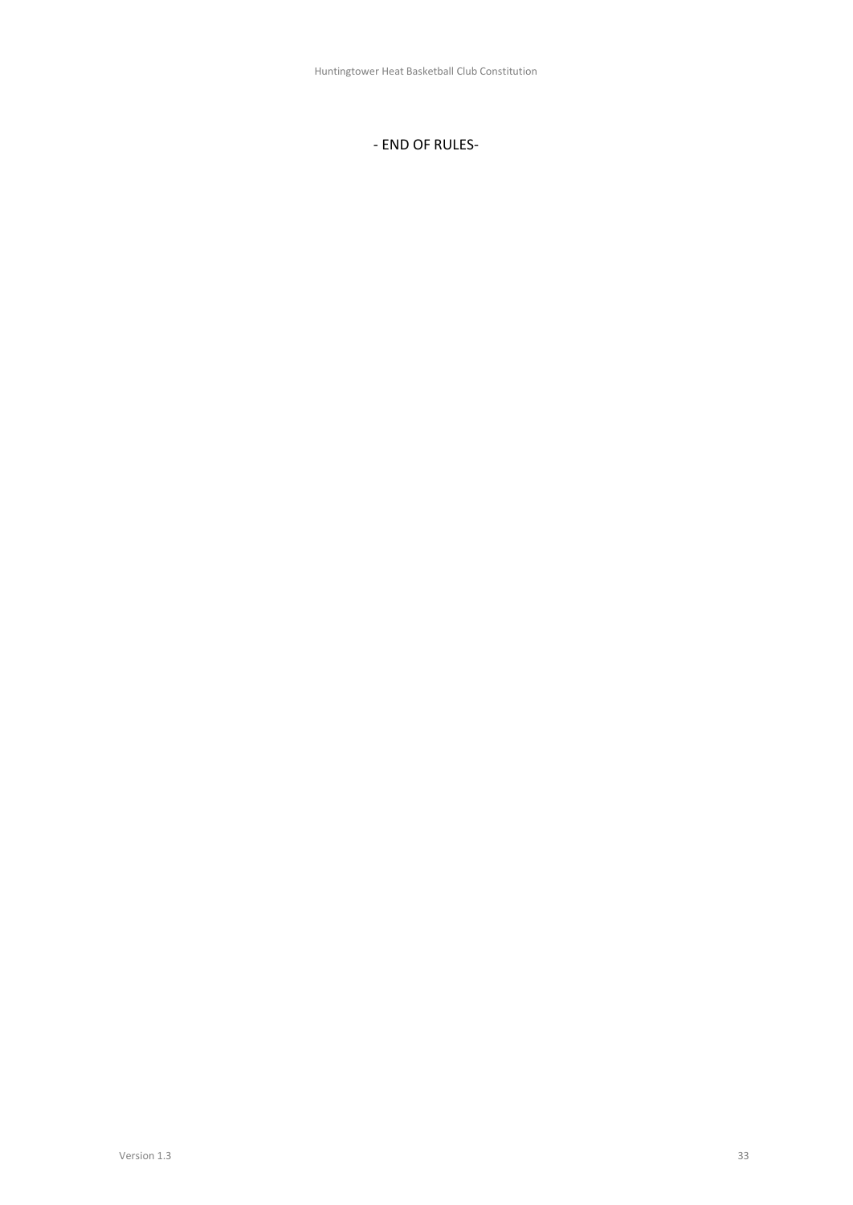- END OF RULES-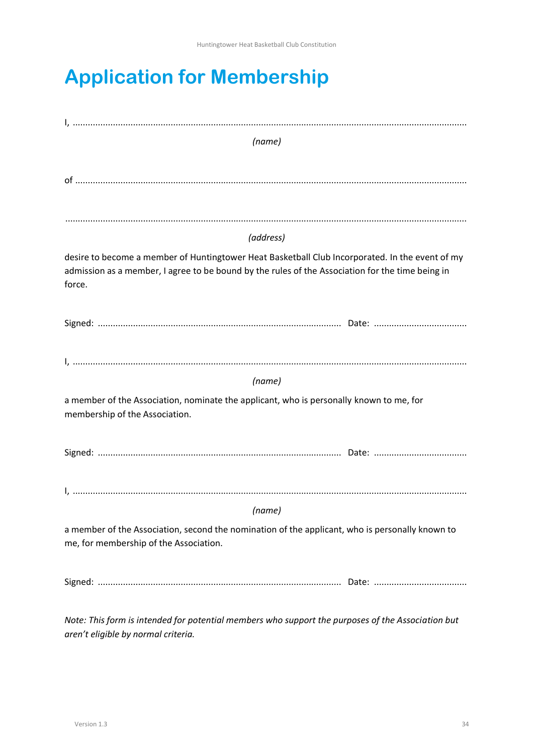# Application for Membership

I, ........................................................................................................................................................

*(name)*

of ........................................................................................................................................................

........................................................................................................................................................

*(address)*

desire to become a member of Huntingtower Heat Basketball Club Incorporated. In the event of my admission as a member, I agree to be bound by the rules of the Association for the time being in force.

Signed: ............................................................................................ Date: ....................................

I, ........................................................................................................................................................

*(name)*

a member of the Association, nominate the applicant, who is personally known to me, for membership of the Association.

Signed: ............................................................................................ Date: ....................................

I, ........................................................................................................................................................

*(name)*

a member of the Association, second the nomination of the applicant, who is personally known to me, for membership of the Association.

Signed: ............................................................................................ Date: ....................................

*Note: This form is intended for potential members who support the purposes of the Association but aren't eligible by normal criteria.*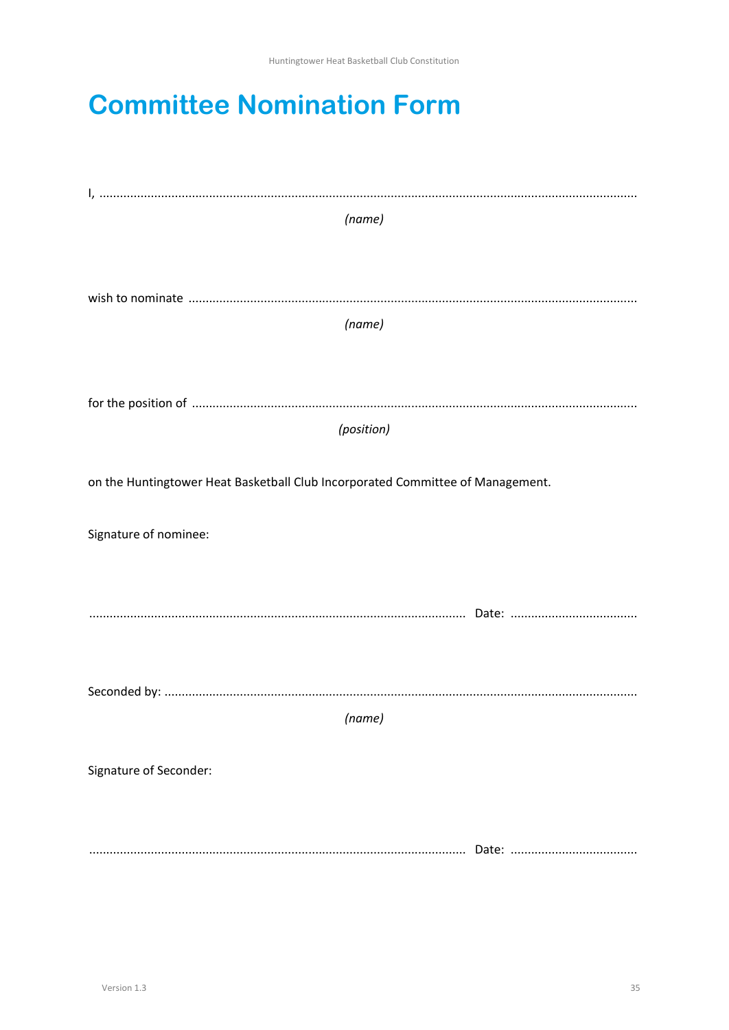# Committee Nomination Form

I, ..........................................................................................................................................

*(name)*

wish to nominate ..................................................................................................................

*(name)*

for the position of ................................................................................................................

*(position)*

on the Huntingtower Heat Basketball Club Incorporated Committee of Management.

Signature of nominee:

............................................................................................................ Date: .....................................

Seconded by: .........................................................................................................................

*(name)*

Signature of Seconder:

............................................................................................................ Date: .....................................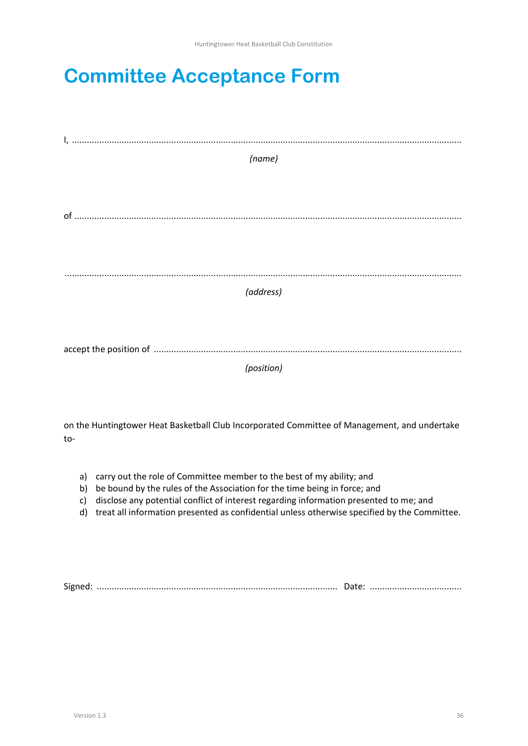# Committee Acceptance Form

I, ..........................................................................................................................................

*(name)*

of ..........................................................................................................................................

..........................................................................................................................................

*(address)*

accept the position of ..........................................................................................................................

*(position)*

on the Huntingtower Heat Basketball Club Incorporated Committee of Management, and undertake to-

a) carry out the role of Committee member to the best of my ability; and
b) be bound by the rules of the Association for the time being in force; and
c) disclose any potential conflict of interest regarding information presented to me; and
d) treat all information presented as confidential unless otherwise specified by the Committee.

Signed: ................................................................................................ Date: ....................................

Version 1.3